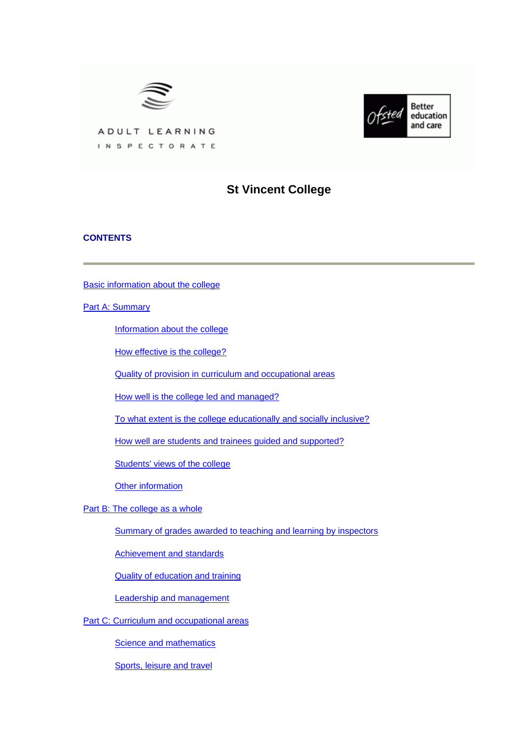ADULT LEARNING INSPECTORATE

Ofsted Better education and care

# St Vincent College

## CONTENTS

---

Basic information about the college

Part A: Summary

- Information about the college
- How effective is the college?
- Quality of provision in curriculum and occupational areas
- How well is the college led and managed?
- To what extent is the college educationally and socially inclusive?
- How well are students and trainees guided and supported?
- Students' views of the college
- Other information

Part B: The college as a whole

- Summary of grades awarded to teaching and learning by inspectors
- Achievement and standards
- Quality of education and training
- Leadership and management

Part C: Curriculum and occupational areas

- Science and mathematics
- Sports, leisure and travel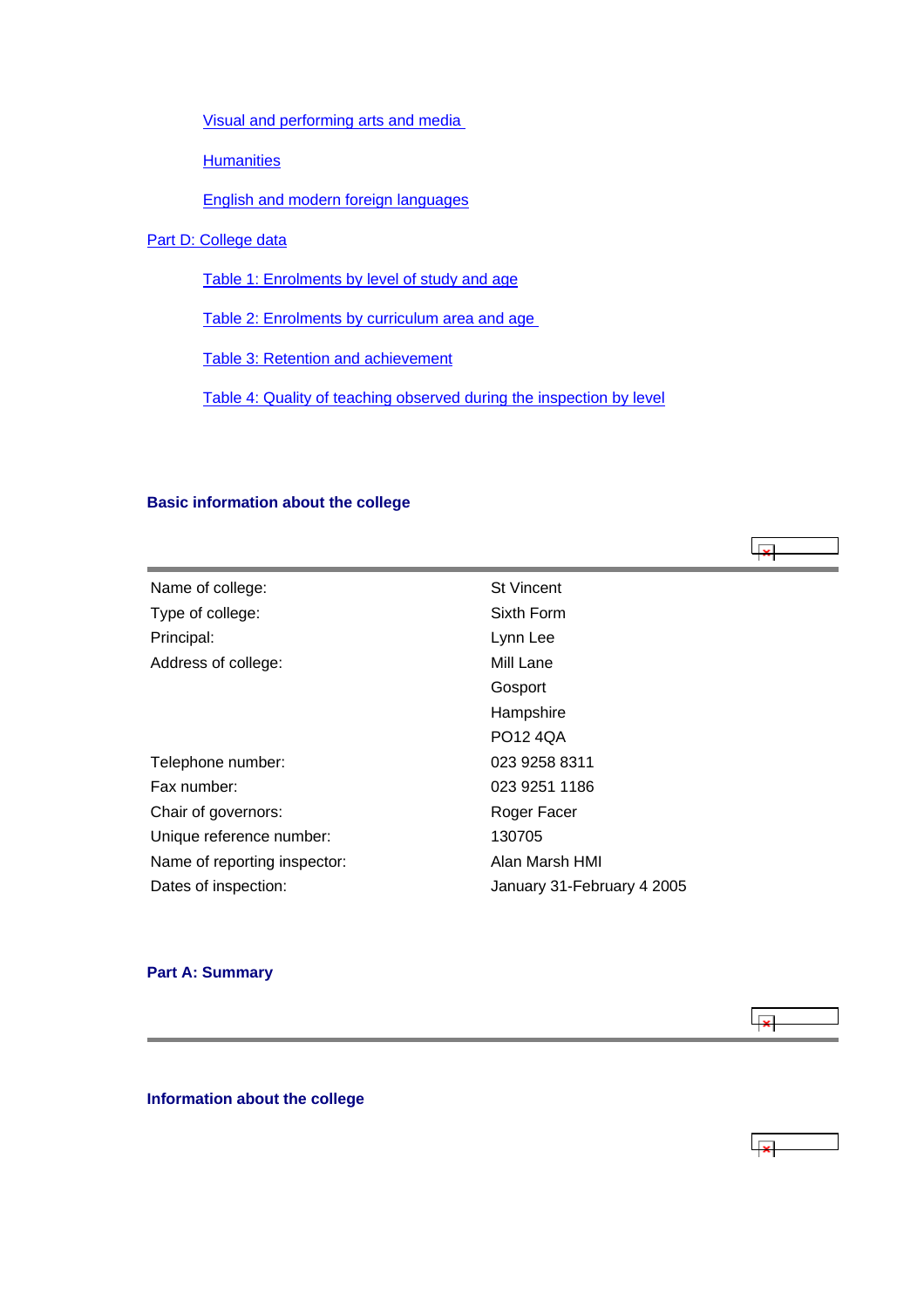- Visual and performing arts and media
- Humanities
- English and modern foreign languages

Part D: College data

- Table 1: Enrolments by level of study and age
- Table 2: Enrolments by curriculum area and age
- Table 3: Retention and achievement
- Table 4: Quality of teaching observed during the inspection by level

## Basic information about the college

| | |
|---|---|
| Name of college: | St Vincent |
| Type of college: | Sixth Form |
| Principal: | Lynn Lee |
| Address of college: | Mill Lane |
| | Gosport |
| | Hampshire |
| | PO12 4QA |
| Telephone number: | 023 9258 8311 |
| Fax number: | 023 9251 1186 |
| Chair of governors: | Roger Facer |
| Unique reference number: | 130705 |
| Name of reporting inspector: | Alan Marsh HMI |
| Dates of inspection: | January 31-February 4 2005 |

## Part A: Summary

### Information about the college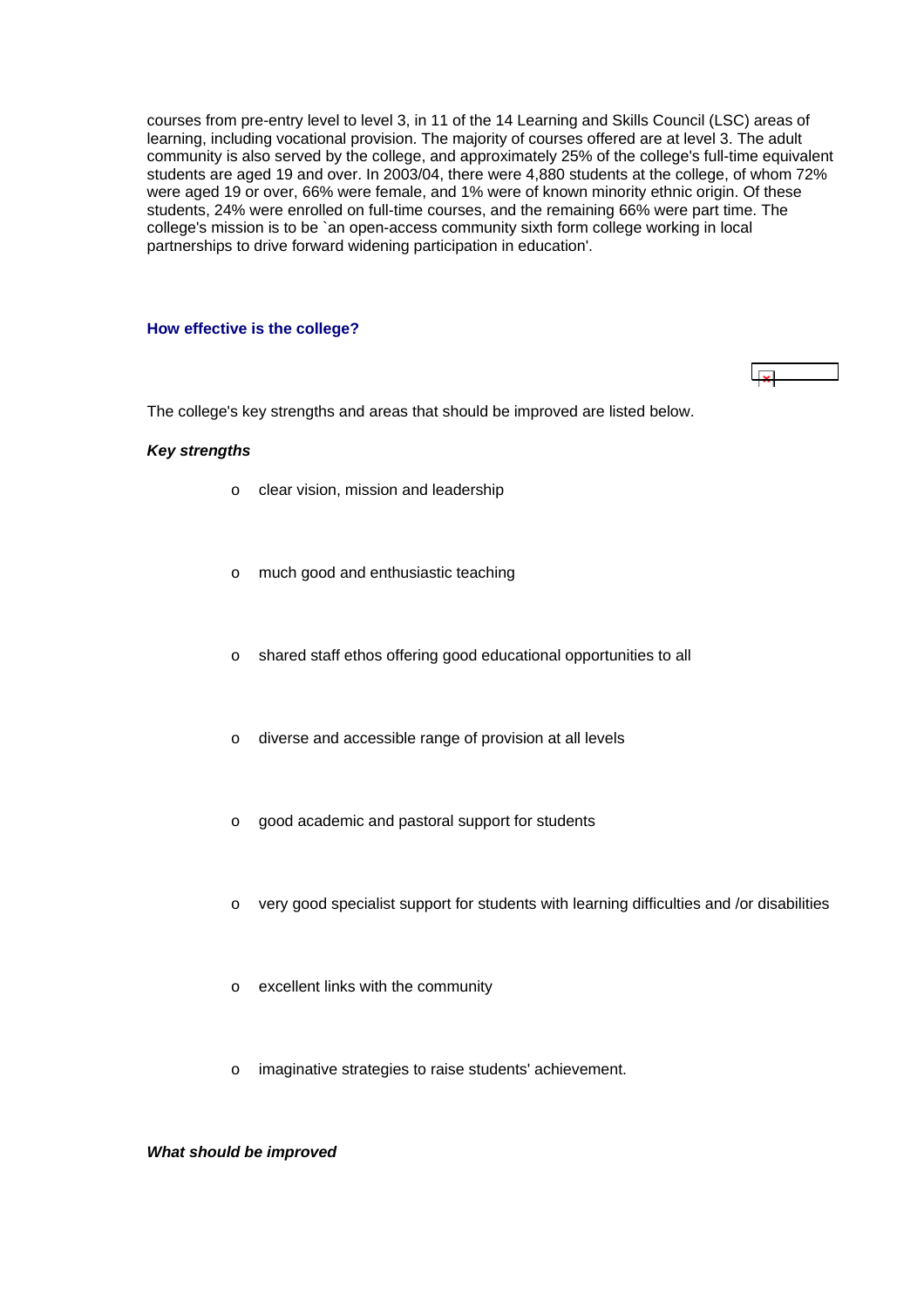courses from pre-entry level to level 3, in 11 of the 14 Learning and Skills Council (LSC) areas of learning, including vocational provision. The majority of courses offered are at level 3. The adult community is also served by the college, and approximately 25% of the college's full-time equivalent students are aged 19 and over. In 2003/04, there were 4,880 students at the college, of whom 72% were aged 19 or over, 66% were female, and 1% were of known minority ethnic origin. Of these students, 24% were enrolled on full-time courses, and the remaining 66% were part time. The college's mission is to be `an open-access community sixth form college working in local partnerships to drive forward widening participation in education'.

### How effective is the college?

The college's key strengths and areas that should be improved are listed below.

***Key strengths***

- clear vision, mission and leadership
- much good and enthusiastic teaching
- shared staff ethos offering good educational opportunities to all
- diverse and accessible range of provision at all levels
- good academic and pastoral support for students
- very good specialist support for students with learning difficulties and /or disabilities
- excellent links with the community
- imaginative strategies to raise students' achievement.

***What should be improved***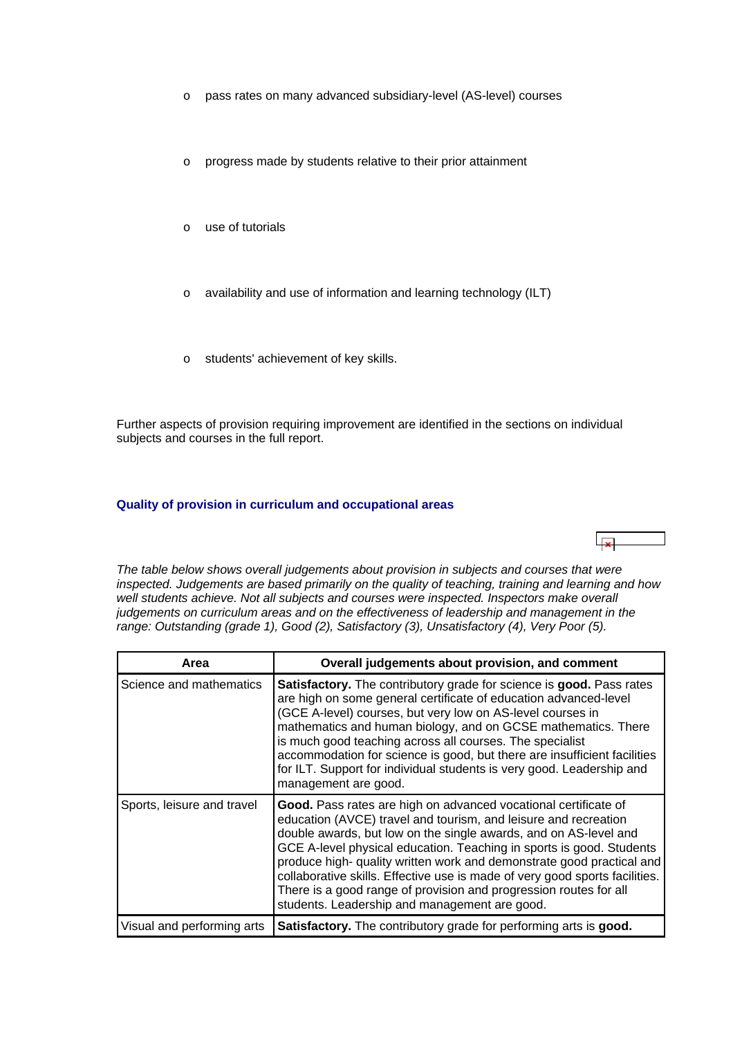- pass rates on many advanced subsidiary-level (AS-level) courses
- progress made by students relative to their prior attainment
- use of tutorials
- availability and use of information and learning technology (ILT)
- students' achievement of key skills.

Further aspects of provision requiring improvement are identified in the sections on individual subjects and courses in the full report.

### Quality of provision in curriculum and occupational areas

*The table below shows overall judgements about provision in subjects and courses that were inspected. Judgements are based primarily on the quality of teaching, training and learning and how well students achieve. Not all subjects and courses were inspected. Inspectors make overall judgements on curriculum areas and on the effectiveness of leadership and management in the range: Outstanding (grade 1), Good (2), Satisfactory (3), Unsatisfactory (4), Very Poor (5).*

| Area | Overall judgements about provision, and comment |
|---|---|
| Science and mathematics | **Satisfactory.** The contributory grade for science is **good.** Pass rates are high on some general certificate of education advanced-level (GCE A-level) courses, but very low on AS-level courses in mathematics and human biology, and on GCSE mathematics. There is much good teaching across all courses. The specialist accommodation for science is good, but there are insufficient facilities for ILT. Support for individual students is very good. Leadership and management are good. |
| Sports, leisure and travel | **Good.** Pass rates are high on advanced vocational certificate of education (AVCE) travel and tourism, and leisure and recreation double awards, but low on the single awards, and on AS-level and GCE A-level physical education. Teaching in sports is good. Students produce high- quality written work and demonstrate good practical and collaborative skills. Effective use is made of very good sports facilities. There is a good range of provision and progression routes for all students. Leadership and management are good. |
| Visual and performing arts | **Satisfactory.** The contributory grade for performing arts is **good.** |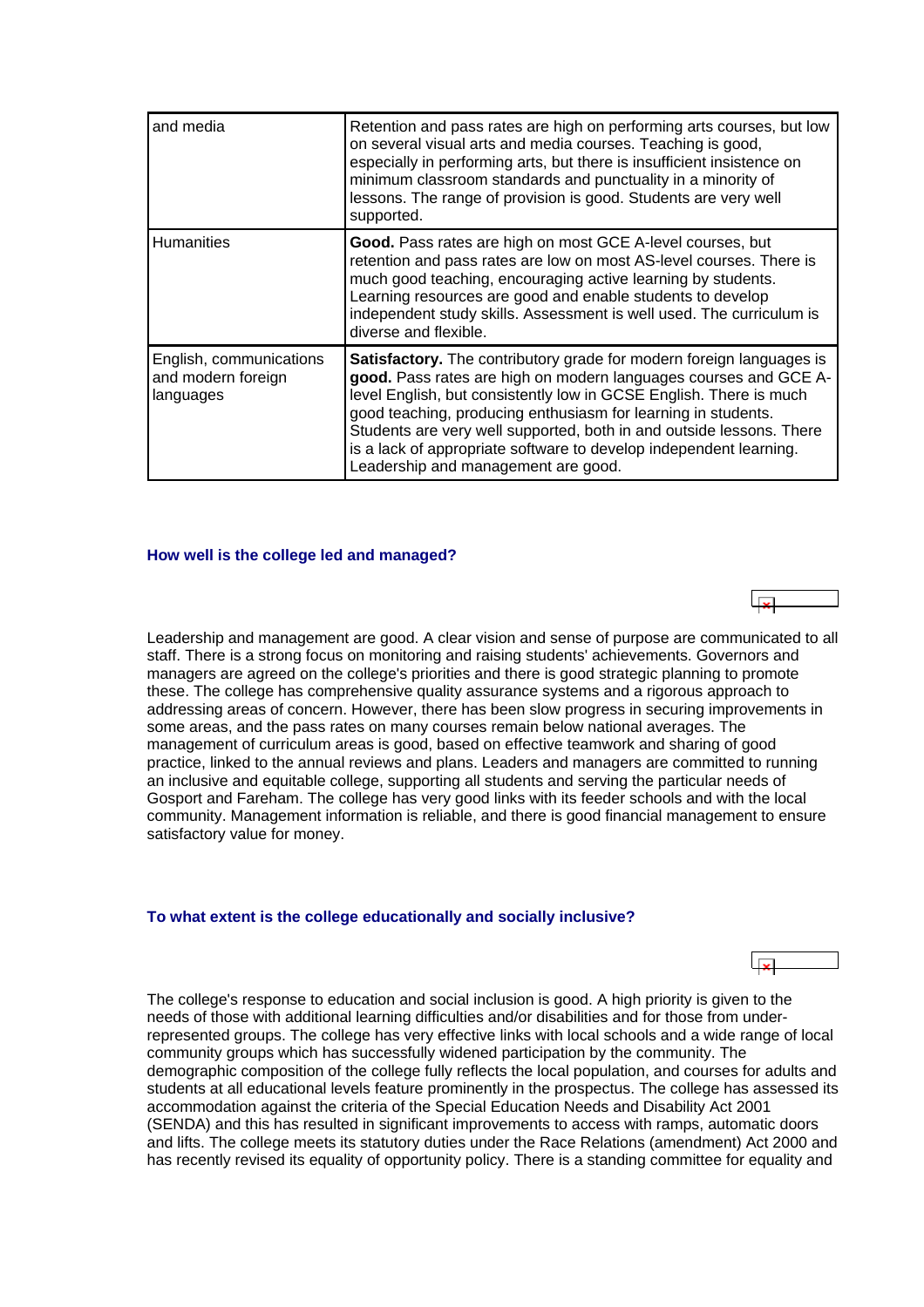| | |
|---|---|
| and media | Retention and pass rates are high on performing arts courses, but low on several visual arts and media courses. Teaching is good, especially in performing arts, but there is insufficient insistence on minimum classroom standards and punctuality in a minority of lessons. The range of provision is good. Students are very well supported. |
| Humanities | **Good.** Pass rates are high on most GCE A-level courses, but retention and pass rates are low on most AS-level courses. There is much good teaching, encouraging active learning by students. Learning resources are good and enable students to develop independent study skills. Assessment is well used. The curriculum is diverse and flexible. |
| English, communications and modern foreign languages | **Satisfactory.** The contributory grade for modern foreign languages is **good.** Pass rates are high on modern languages courses and GCE A-level English, but consistently low in GCSE English. There is much good teaching, producing enthusiasm for learning in students. Students are very well supported, both in and outside lessons. There is a lack of appropriate software to develop independent learning. Leadership and management are good. |

### How well is the college led and managed?

Leadership and management are good. A clear vision and sense of purpose are communicated to all staff. There is a strong focus on monitoring and raising students' achievements. Governors and managers are agreed on the college's priorities and there is good strategic planning to promote these. The college has comprehensive quality assurance systems and a rigorous approach to addressing areas of concern. However, there has been slow progress in securing improvements in some areas, and the pass rates on many courses remain below national averages. The management of curriculum areas is good, based on effective teamwork and sharing of good practice, linked to the annual reviews and plans. Leaders and managers are committed to running an inclusive and equitable college, supporting all students and serving the particular needs of Gosport and Fareham. The college has very good links with its feeder schools and with the local community. Management information is reliable, and there is good financial management to ensure satisfactory value for money.

### To what extent is the college educationally and socially inclusive?

The college's response to education and social inclusion is good. A high priority is given to the needs of those with additional learning difficulties and/or disabilities and for those from under-represented groups. The college has very effective links with local schools and a wide range of local community groups which has successfully widened participation by the community. The demographic composition of the college fully reflects the local population, and courses for adults and students at all educational levels feature prominently in the prospectus. The college has assessed its accommodation against the criteria of the Special Education Needs and Disability Act 2001 (SENDA) and this has resulted in significant improvements to access with ramps, automatic doors and lifts. The college meets its statutory duties under the Race Relations (amendment) Act 2000 and has recently revised its equality of opportunity policy. There is a standing committee for equality and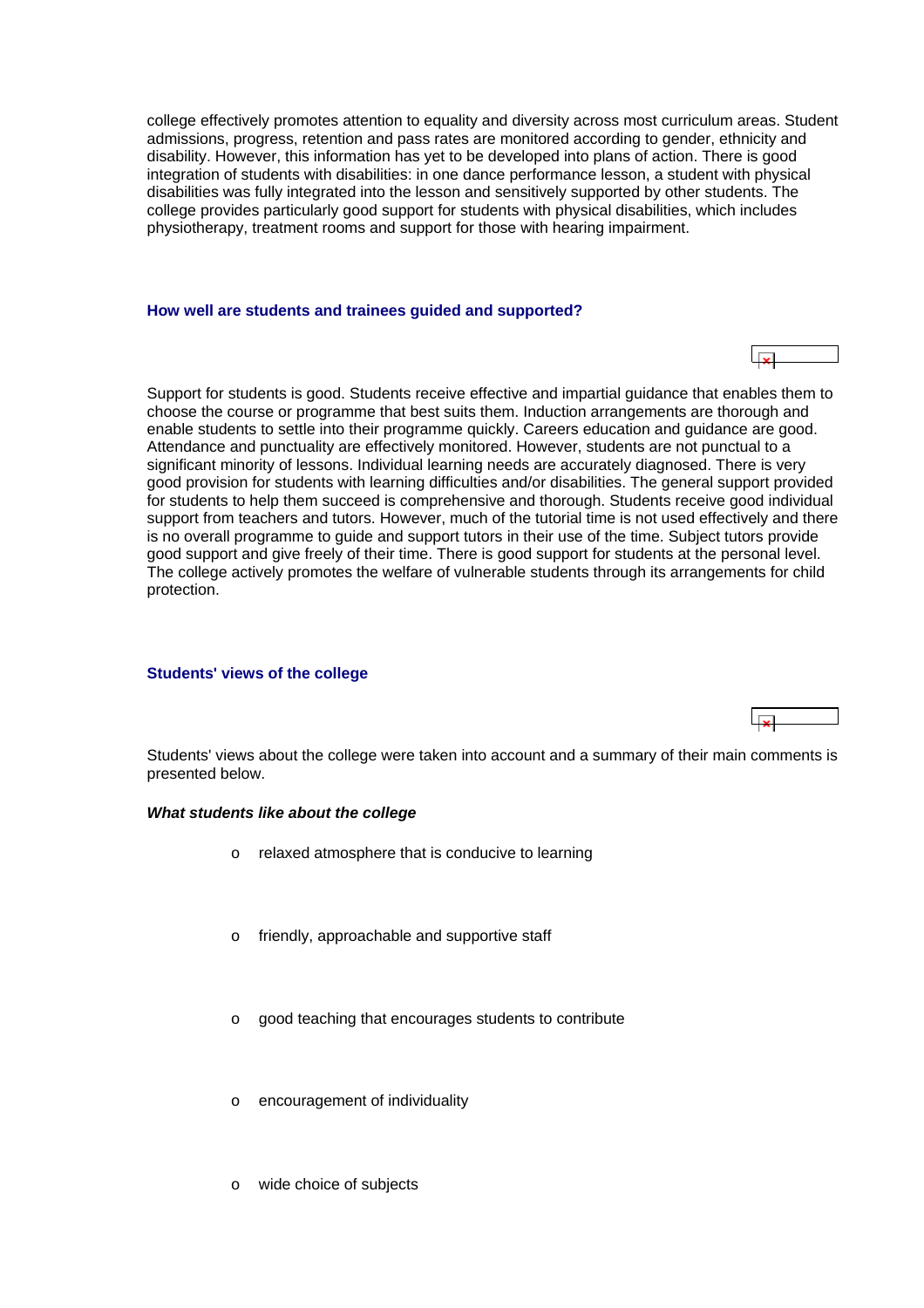college effectively promotes attention to equality and diversity across most curriculum areas. Student admissions, progress, retention and pass rates are monitored according to gender, ethnicity and disability. However, this information has yet to be developed into plans of action. There is good integration of students with disabilities: in one dance performance lesson, a student with physical disabilities was fully integrated into the lesson and sensitively supported by other students. The college provides particularly good support for students with physical disabilities, which includes physiotherapy, treatment rooms and support for those with hearing impairment.

### How well are students and trainees guided and supported?

Support for students is good. Students receive effective and impartial guidance that enables them to choose the course or programme that best suits them. Induction arrangements are thorough and enable students to settle into their programme quickly. Careers education and guidance are good. Attendance and punctuality are effectively monitored. However, students are not punctual to a significant minority of lessons. Individual learning needs are accurately diagnosed. There is very good provision for students with learning difficulties and/or disabilities. The general support provided for students to help them succeed is comprehensive and thorough. Students receive good individual support from teachers and tutors. However, much of the tutorial time is not used effectively and there is no overall programme to guide and support tutors in their use of the time. Subject tutors provide good support and give freely of their time. There is good support for students at the personal level. The college actively promotes the welfare of vulnerable students through its arrangements for child protection.

### Students' views of the college

Students' views about the college were taken into account and a summary of their main comments is presented below.

***What students like about the college***

- relaxed atmosphere that is conducive to learning
- friendly, approachable and supportive staff
- good teaching that encourages students to contribute
- encouragement of individuality
- wide choice of subjects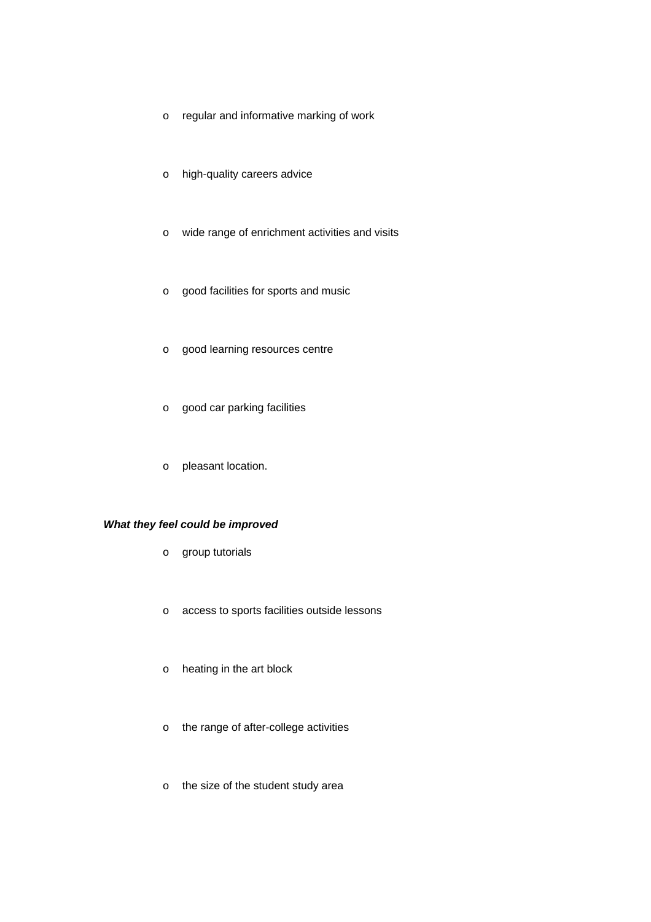- regular and informative marking of work
- high-quality careers advice
- wide range of enrichment activities and visits
- good facilities for sports and music
- good learning resources centre
- good car parking facilities
- pleasant location.

***What they feel could be improved***

- group tutorials
- access to sports facilities outside lessons
- heating in the art block
- the range of after-college activities
- the size of the student study area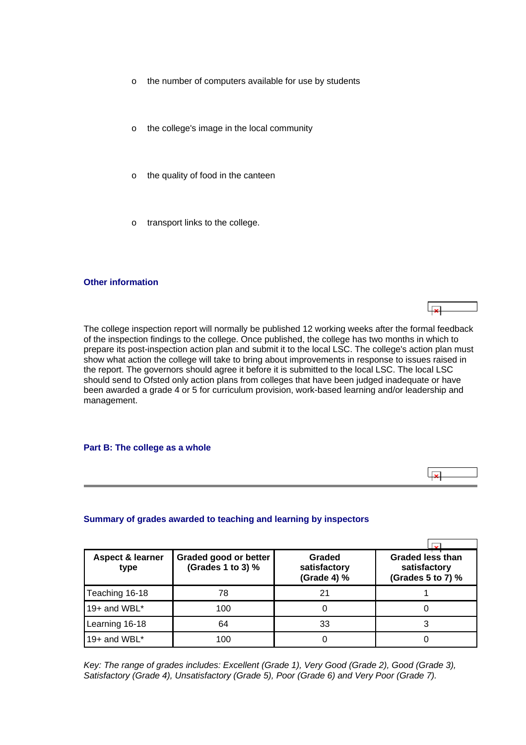- the number of computers available for use by students
- the college's image in the local community
- the quality of food in the canteen
- transport links to the college.

### Other information

The college inspection report will normally be published 12 working weeks after the formal feedback of the inspection findings to the college. Once published, the college has two months in which to prepare its post-inspection action plan and submit it to the local LSC. The college's action plan must show what action the college will take to bring about improvements in response to issues raised in the report. The governors should agree it before it is submitted to the local LSC. The local LSC should send to Ofsted only action plans from colleges that have been judged inadequate or have been awarded a grade 4 or 5 for curriculum provision, work-based learning and/or leadership and management.

### Part B: The college as a whole

### Summary of grades awarded to teaching and learning by inspectors

| Aspect & learner type | Graded good or better (Grades 1 to 3) % | Graded satisfactory (Grade 4) % | Graded less than satisfactory (Grades 5 to 7) % |
|---|---|---|---|
| Teaching 16-18 | 78 | 21 | 1 |
| 19+ and WBL* | 100 | 0 | 0 |
| Learning 16-18 | 64 | 33 | 3 |
| 19+ and WBL* | 100 | 0 | 0 |

*Key: The range of grades includes: Excellent (Grade 1), Very Good (Grade 2), Good (Grade 3), Satisfactory (Grade 4), Unsatisfactory (Grade 5), Poor (Grade 6) and Very Poor (Grade 7).*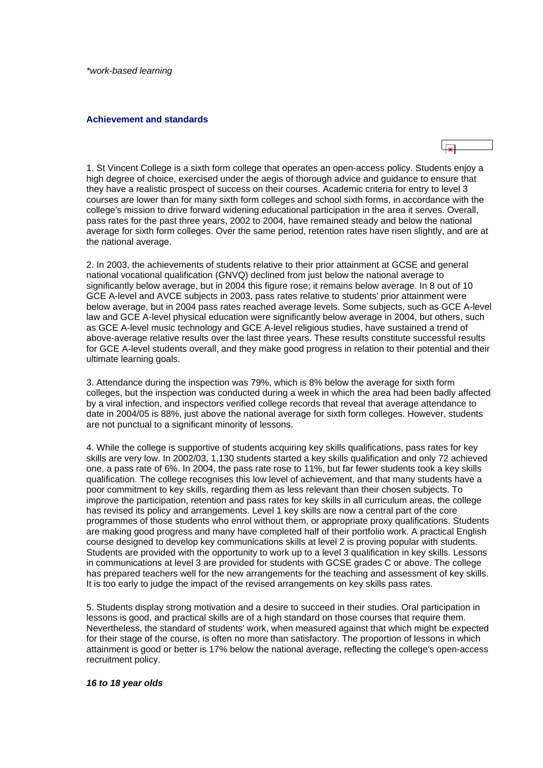*work-based learning

### Achievement and standards

1. St Vincent College is a sixth form college that operates an open-access policy. Students enjoy a high degree of choice, exercised under the aegis of thorough advice and guidance to ensure that they have a realistic prospect of success on their courses. Academic criteria for entry to level 3 courses are lower than for many sixth form colleges and school sixth forms, in accordance with the college's mission to drive forward widening educational participation in the area it serves. Overall, pass rates for the past three years, 2002 to 2004, have remained steady and below the national average for sixth form colleges. Over the same period, retention rates have risen slightly, and are at the national average.

2. In 2003, the achievements of students relative to their prior attainment at GCSE and general national vocational qualification (GNVQ) declined from just below the national average to significantly below average, but in 2004 this figure rose; it remains below average. In 8 out of 10 GCE A-level and AVCE subjects in 2003, pass rates relative to students' prior attainment were below average, but in 2004 pass rates reached average levels. Some subjects, such as GCE A-level law and GCE A-level physical education were significantly below average in 2004, but others, such as GCE A-level music technology and GCE A-level religious studies, have sustained a trend of above-average relative results over the last three years. These results constitute successful results for GCE A-level students overall, and they make good progress in relation to their potential and their ultimate learning goals.

3. Attendance during the inspection was 79%, which is 8% below the average for sixth form colleges, but the inspection was conducted during a week in which the area had been badly affected by a viral infection, and inspectors verified college records that reveal that average attendance to date in 2004/05 is 88%, just above the national average for sixth form colleges. However, students are not punctual to a significant minority of lessons.

4. While the college is supportive of students acquiring key skills qualifications, pass rates for key skills are very low. In 2002/03, 1,130 students started a key skills qualification and only 72 achieved one, a pass rate of 6%. In 2004, the pass rate rose to 11%, but far fewer students took a key skills qualification. The college recognises this low level of achievement, and that many students have a poor commitment to key skills, regarding them as less relevant than their chosen subjects. To improve the participation, retention and pass rates for key skills in all curriculum areas, the college has revised its policy and arrangements. Level 1 key skills are now a central part of the core programmes of those students who enrol without them, or appropriate proxy qualifications. Students are making good progress and many have completed half of their portfolio work. A practical English course designed to develop key communications skills at level 2 is proving popular with students. Students are provided with the opportunity to work up to a level 3 qualification in key skills. Lessons in communications at level 3 are provided for students with GCSE grades C or above. The college has prepared teachers well for the new arrangements for the teaching and assessment of key skills. It is too early to judge the impact of the revised arrangements on key skills pass rates.

5. Students display strong motivation and a desire to succeed in their studies. Oral participation in lessons is good, and practical skills are of a high standard on those courses that require them. Nevertheless, the standard of students' work, when measured against that which might be expected for their stage of the course, is often no more than satisfactory. The proportion of lessons in which attainment is good or better is 17% below the national average, reflecting the college's open-access recruitment policy.

***16 to 18 year olds***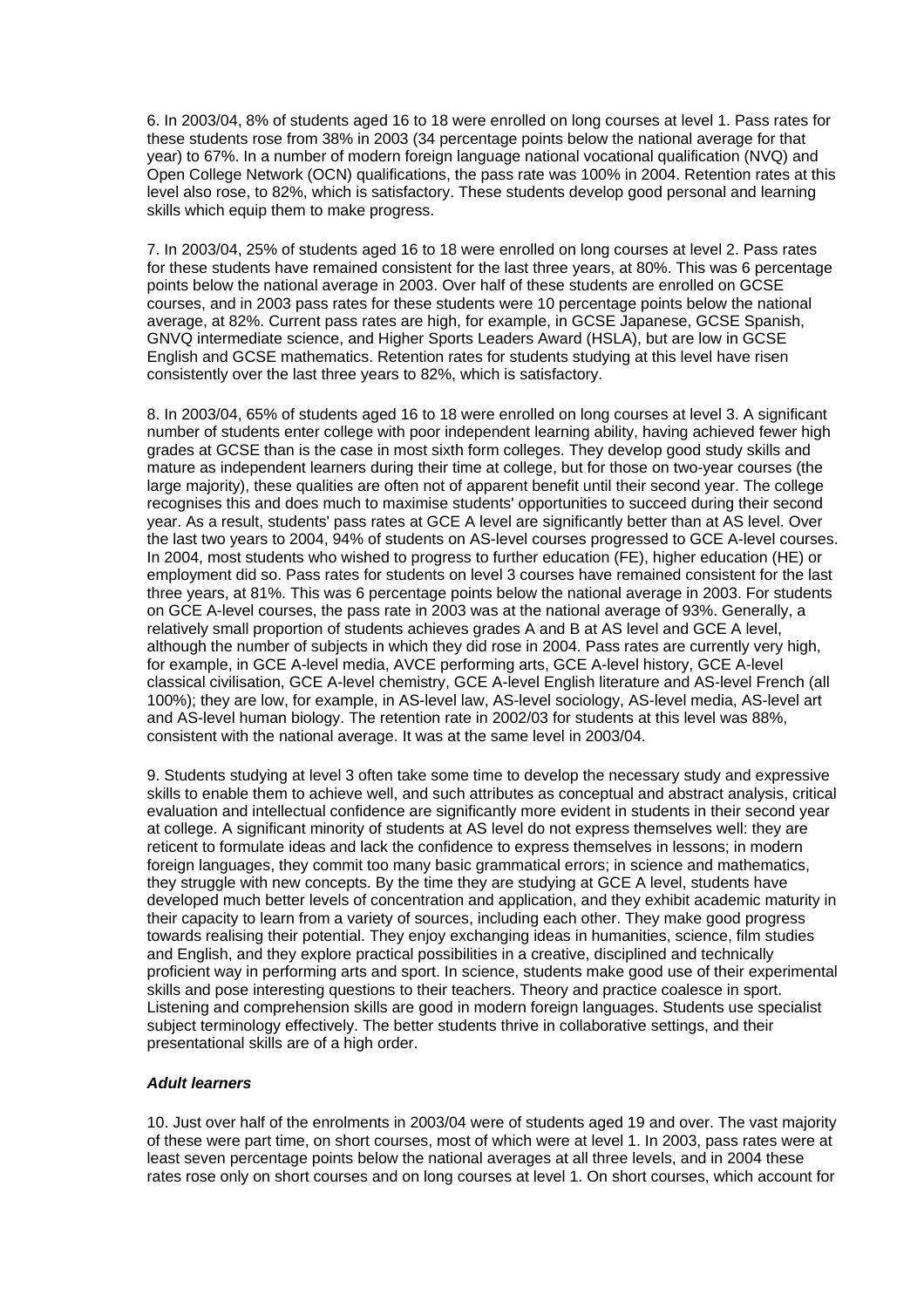6. In 2003/04, 8% of students aged 16 to 18 were enrolled on long courses at level 1. Pass rates for these students rose from 38% in 2003 (34 percentage points below the national average for that year) to 67%. In a number of modern foreign language national vocational qualification (NVQ) and Open College Network (OCN) qualifications, the pass rate was 100% in 2004. Retention rates at this level also rose, to 82%, which is satisfactory. These students develop good personal and learning skills which equip them to make progress.

7. In 2003/04, 25% of students aged 16 to 18 were enrolled on long courses at level 2. Pass rates for these students have remained consistent for the last three years, at 80%. This was 6 percentage points below the national average in 2003. Over half of these students are enrolled on GCSE courses, and in 2003 pass rates for these students were 10 percentage points below the national average, at 82%. Current pass rates are high, for example, in GCSE Japanese, GCSE Spanish, GNVQ intermediate science, and Higher Sports Leaders Award (HSLA), but are low in GCSE English and GCSE mathematics. Retention rates for students studying at this level have risen consistently over the last three years to 82%, which is satisfactory.

8. In 2003/04, 65% of students aged 16 to 18 were enrolled on long courses at level 3. A significant number of students enter college with poor independent learning ability, having achieved fewer high grades at GCSE than is the case in most sixth form colleges. They develop good study skills and mature as independent learners during their time at college, but for those on two-year courses (the large majority), these qualities are often not of apparent benefit until their second year. The college recognises this and does much to maximise students' opportunities to succeed during their second year. As a result, students' pass rates at GCE A level are significantly better than at AS level. Over the last two years to 2004, 94% of students on AS-level courses progressed to GCE A-level courses. In 2004, most students who wished to progress to further education (FE), higher education (HE) or employment did so. Pass rates for students on level 3 courses have remained consistent for the last three years, at 81%. This was 6 percentage points below the national average in 2003. For students on GCE A-level courses, the pass rate in 2003 was at the national average of 93%. Generally, a relatively small proportion of students achieves grades A and B at AS level and GCE A level, although the number of subjects in which they did rose in 2004. Pass rates are currently very high, for example, in GCE A-level media, AVCE performing arts, GCE A-level history, GCE A-level classical civilisation, GCE A-level chemistry, GCE A-level English literature and AS-level French (all 100%); they are low, for example, in AS-level law, AS-level sociology, AS-level media, AS-level art and AS-level human biology. The retention rate in 2002/03 for students at this level was 88%, consistent with the national average. It was at the same level in 2003/04.

9. Students studying at level 3 often take some time to develop the necessary study and expressive skills to enable them to achieve well, and such attributes as conceptual and abstract analysis, critical evaluation and intellectual confidence are significantly more evident in students in their second year at college. A significant minority of students at AS level do not express themselves well: they are reticent to formulate ideas and lack the confidence to express themselves in lessons; in modern foreign languages, they commit too many basic grammatical errors; in science and mathematics, they struggle with new concepts. By the time they are studying at GCE A level, students have developed much better levels of concentration and application, and they exhibit academic maturity in their capacity to learn from a variety of sources, including each other. They make good progress towards realising their potential. They enjoy exchanging ideas in humanities, science, film studies and English, and they explore practical possibilities in a creative, disciplined and technically proficient way in performing arts and sport. In science, students make good use of their experimental skills and pose interesting questions to their teachers. Theory and practice coalesce in sport. Listening and comprehension skills are good in modern foreign languages. Students use specialist subject terminology effectively. The better students thrive in collaborative settings, and their presentational skills are of a high order.

***Adult learners***

10. Just over half of the enrolments in 2003/04 were of students aged 19 and over. The vast majority of these were part time, on short courses, most of which were at level 1. In 2003, pass rates were at least seven percentage points below the national averages at all three levels, and in 2004 these rates rose only on short courses and on long courses at level 1. On short courses, which account for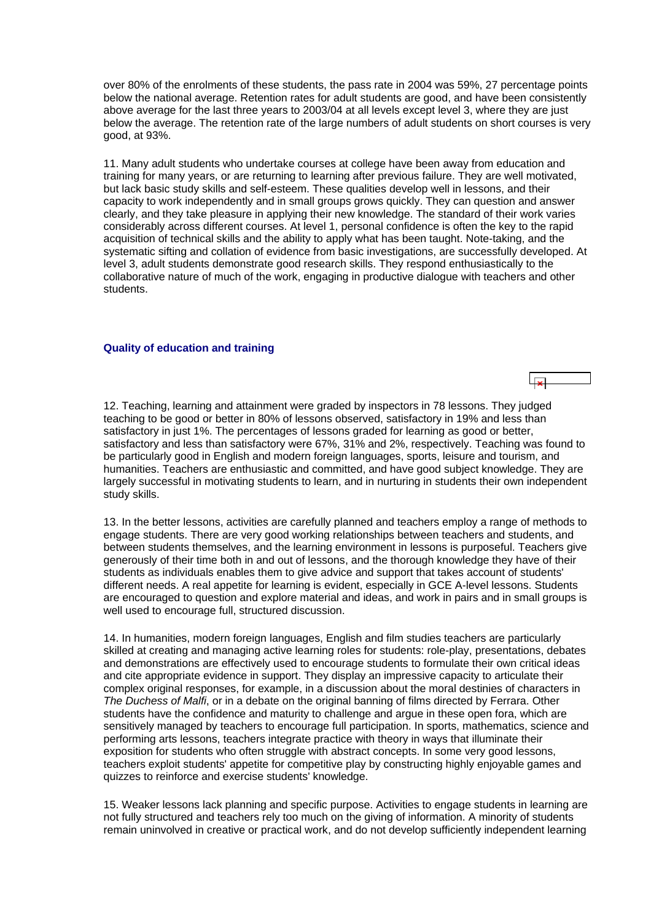over 80% of the enrolments of these students, the pass rate in 2004 was 59%, 27 percentage points below the national average. Retention rates for adult students are good, and have been consistently above average for the last three years to 2003/04 at all levels except level 3, where they are just below the average. The retention rate of the large numbers of adult students on short courses is very good, at 93%.

11. Many adult students who undertake courses at college have been away from education and training for many years, or are returning to learning after previous failure. They are well motivated, but lack basic study skills and self-esteem. These qualities develop well in lessons, and their capacity to work independently and in small groups grows quickly. They can question and answer clearly, and they take pleasure in applying their new knowledge. The standard of their work varies considerably across different courses. At level 1, personal confidence is often the key to the rapid acquisition of technical skills and the ability to apply what has been taught. Note-taking, and the systematic sifting and collation of evidence from basic investigations, are successfully developed. At level 3, adult students demonstrate good research skills. They respond enthusiastically to the collaborative nature of much of the work, engaging in productive dialogue with teachers and other students.

### Quality of education and training

12. Teaching, learning and attainment were graded by inspectors in 78 lessons. They judged teaching to be good or better in 80% of lessons observed, satisfactory in 19% and less than satisfactory in just 1%. The percentages of lessons graded for learning as good or better, satisfactory and less than satisfactory were 67%, 31% and 2%, respectively. Teaching was found to be particularly good in English and modern foreign languages, sports, leisure and tourism, and humanities. Teachers are enthusiastic and committed, and have good subject knowledge. They are largely successful in motivating students to learn, and in nurturing in students their own independent study skills.

13. In the better lessons, activities are carefully planned and teachers employ a range of methods to engage students. There are very good working relationships between teachers and students, and between students themselves, and the learning environment in lessons is purposeful. Teachers give generously of their time both in and out of lessons, and the thorough knowledge they have of their students as individuals enables them to give advice and support that takes account of students' different needs. A real appetite for learning is evident, especially in GCE A-level lessons. Students are encouraged to question and explore material and ideas, and work in pairs and in small groups is well used to encourage full, structured discussion.

14. In humanities, modern foreign languages, English and film studies teachers are particularly skilled at creating and managing active learning roles for students: role-play, presentations, debates and demonstrations are effectively used to encourage students to formulate their own critical ideas and cite appropriate evidence in support. They display an impressive capacity to articulate their complex original responses, for example, in a discussion about the moral destinies of characters in *The Duchess of Malfi*, or in a debate on the original banning of films directed by Ferrara. Other students have the confidence and maturity to challenge and argue in these open fora, which are sensitively managed by teachers to encourage full participation. In sports, mathematics, science and performing arts lessons, teachers integrate practice with theory in ways that illuminate their exposition for students who often struggle with abstract concepts. In some very good lessons, teachers exploit students' appetite for competitive play by constructing highly enjoyable games and quizzes to reinforce and exercise students' knowledge.

15. Weaker lessons lack planning and specific purpose. Activities to engage students in learning are not fully structured and teachers rely too much on the giving of information. A minority of students remain uninvolved in creative or practical work, and do not develop sufficiently independent learning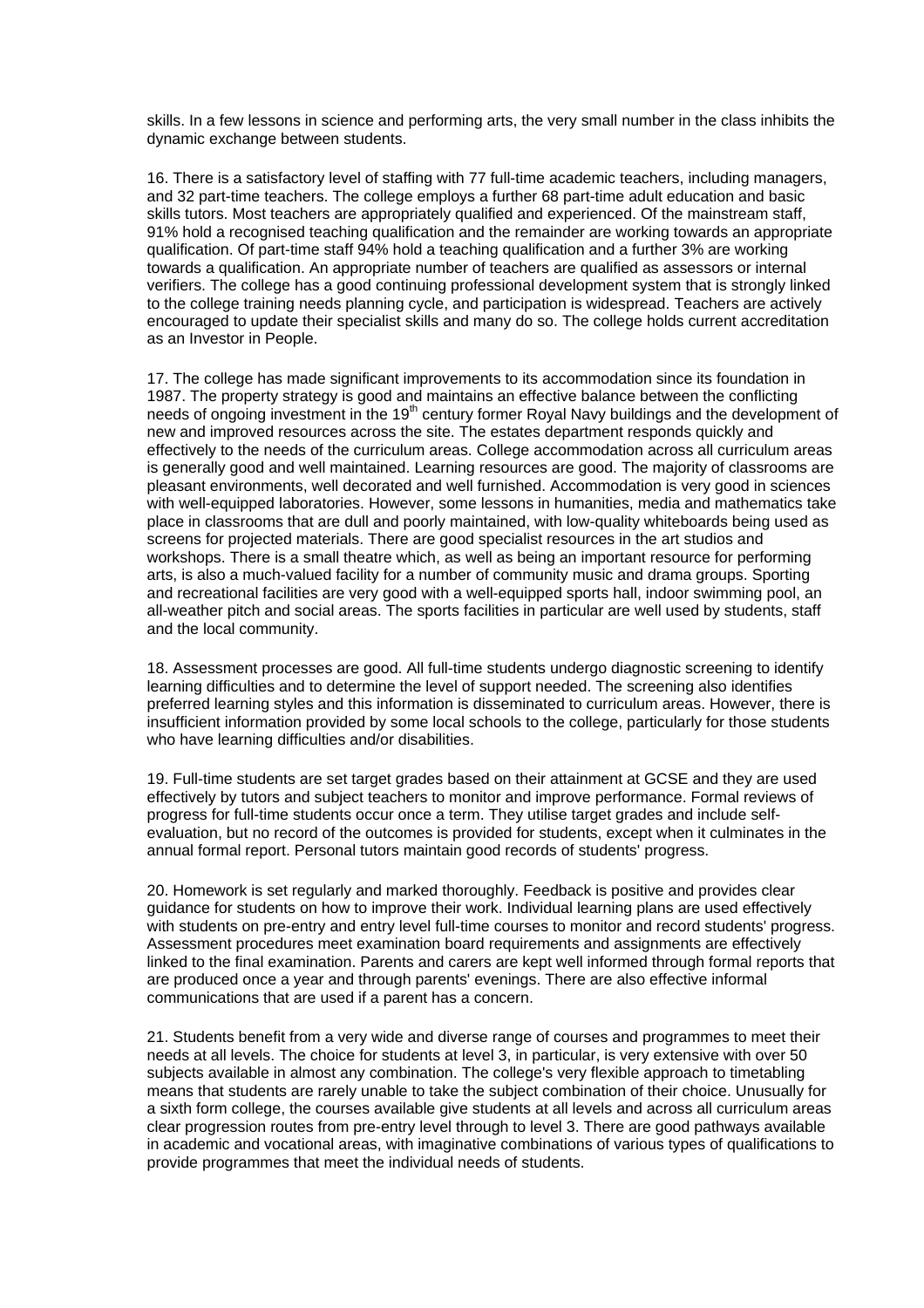skills. In a few lessons in science and performing arts, the very small number in the class inhibits the dynamic exchange between students.

16. There is a satisfactory level of staffing with 77 full-time academic teachers, including managers, and 32 part-time teachers. The college employs a further 68 part-time adult education and basic skills tutors. Most teachers are appropriately qualified and experienced. Of the mainstream staff, 91% hold a recognised teaching qualification and the remainder are working towards an appropriate qualification. Of part-time staff 94% hold a teaching qualification and a further 3% are working towards a qualification. An appropriate number of teachers are qualified as assessors or internal verifiers. The college has a good continuing professional development system that is strongly linked to the college training needs planning cycle, and participation is widespread. Teachers are actively encouraged to update their specialist skills and many do so. The college holds current accreditation as an Investor in People.

17. The college has made significant improvements to its accommodation since its foundation in 1987. The property strategy is good and maintains an effective balance between the conflicting needs of ongoing investment in the 19th century former Royal Navy buildings and the development of new and improved resources across the site. The estates department responds quickly and effectively to the needs of the curriculum areas. College accommodation across all curriculum areas is generally good and well maintained. Learning resources are good. The majority of classrooms are pleasant environments, well decorated and well furnished. Accommodation is very good in sciences with well-equipped laboratories. However, some lessons in humanities, media and mathematics take place in classrooms that are dull and poorly maintained, with low-quality whiteboards being used as screens for projected materials. There are good specialist resources in the art studios and workshops. There is a small theatre which, as well as being an important resource for performing arts, is also a much-valued facility for a number of community music and drama groups. Sporting and recreational facilities are very good with a well-equipped sports hall, indoor swimming pool, an all-weather pitch and social areas. The sports facilities in particular are well used by students, staff and the local community.

18. Assessment processes are good. All full-time students undergo diagnostic screening to identify learning difficulties and to determine the level of support needed. The screening also identifies preferred learning styles and this information is disseminated to curriculum areas. However, there is insufficient information provided by some local schools to the college, particularly for those students who have learning difficulties and/or disabilities.

19. Full-time students are set target grades based on their attainment at GCSE and they are used effectively by tutors and subject teachers to monitor and improve performance. Formal reviews of progress for full-time students occur once a term. They utilise target grades and include self-evaluation, but no record of the outcomes is provided for students, except when it culminates in the annual formal report. Personal tutors maintain good records of students' progress.

20. Homework is set regularly and marked thoroughly. Feedback is positive and provides clear guidance for students on how to improve their work. Individual learning plans are used effectively with students on pre-entry and entry level full-time courses to monitor and record students' progress. Assessment procedures meet examination board requirements and assignments are effectively linked to the final examination. Parents and carers are kept well informed through formal reports that are produced once a year and through parents' evenings. There are also effective informal communications that are used if a parent has a concern.

21. Students benefit from a very wide and diverse range of courses and programmes to meet their needs at all levels. The choice for students at level 3, in particular, is very extensive with over 50 subjects available in almost any combination. The college's very flexible approach to timetabling means that students are rarely unable to take the subject combination of their choice. Unusually for a sixth form college, the courses available give students at all levels and across all curriculum areas clear progression routes from pre-entry level through to level 3. There are good pathways available in academic and vocational areas, with imaginative combinations of various types of qualifications to provide programmes that meet the individual needs of students.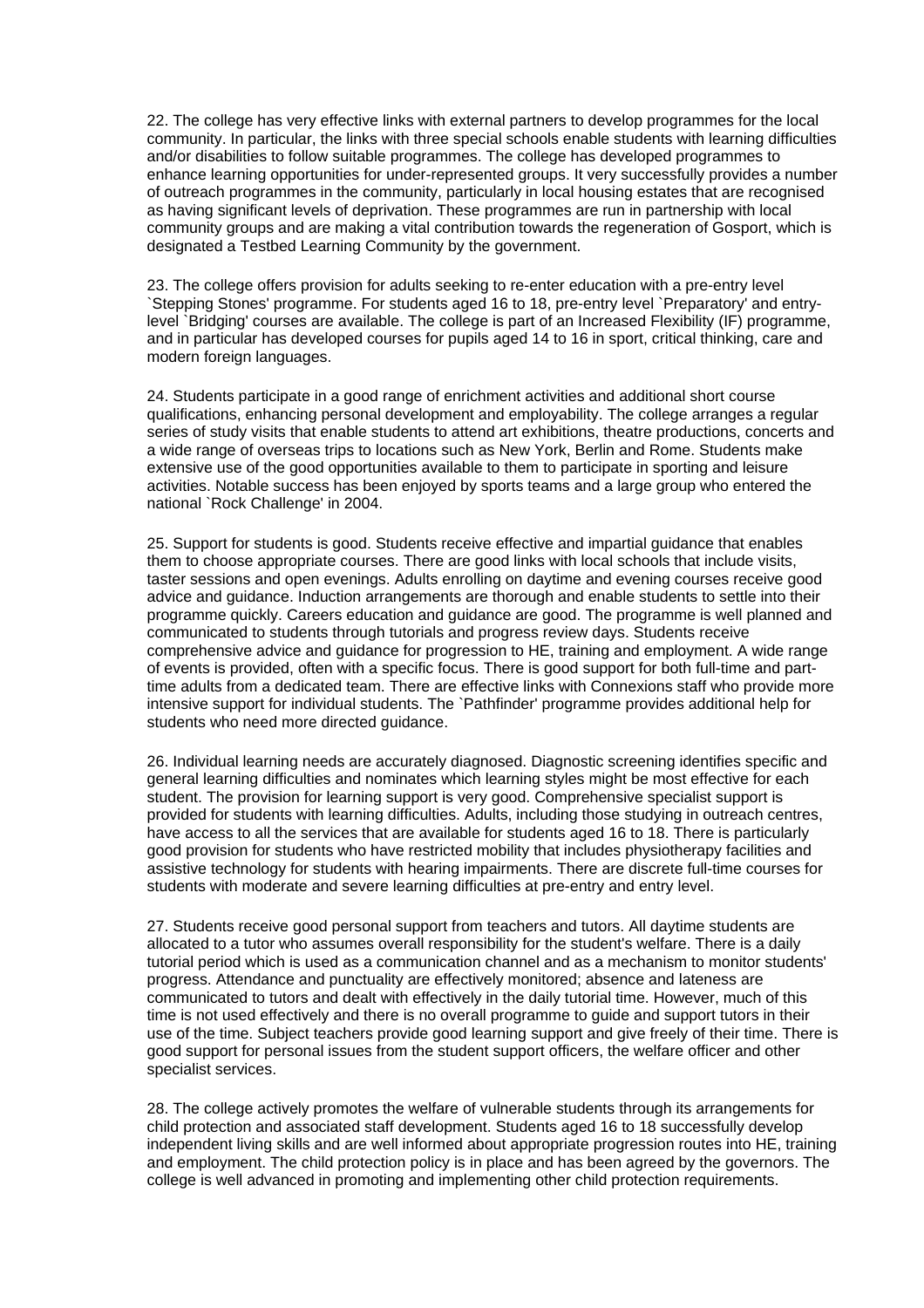22. The college has very effective links with external partners to develop programmes for the local community. In particular, the links with three special schools enable students with learning difficulties and/or disabilities to follow suitable programmes. The college has developed programmes to enhance learning opportunities for under-represented groups. It very successfully provides a number of outreach programmes in the community, particularly in local housing estates that are recognised as having significant levels of deprivation. These programmes are run in partnership with local community groups and are making a vital contribution towards the regeneration of Gosport, which is designated a Testbed Learning Community by the government.

23. The college offers provision for adults seeking to re-enter education with a pre-entry level `Stepping Stones' programme. For students aged 16 to 18, pre-entry level `Preparatory' and entry-level `Bridging' courses are available. The college is part of an Increased Flexibility (IF) programme, and in particular has developed courses for pupils aged 14 to 16 in sport, critical thinking, care and modern foreign languages.

24. Students participate in a good range of enrichment activities and additional short course qualifications, enhancing personal development and employability. The college arranges a regular series of study visits that enable students to attend art exhibitions, theatre productions, concerts and a wide range of overseas trips to locations such as New York, Berlin and Rome. Students make extensive use of the good opportunities available to them to participate in sporting and leisure activities. Notable success has been enjoyed by sports teams and a large group who entered the national `Rock Challenge' in 2004.

25. Support for students is good. Students receive effective and impartial guidance that enables them to choose appropriate courses. There are good links with local schools that include visits, taster sessions and open evenings. Adults enrolling on daytime and evening courses receive good advice and guidance. Induction arrangements are thorough and enable students to settle into their programme quickly. Careers education and guidance are good. The programme is well planned and communicated to students through tutorials and progress review days. Students receive comprehensive advice and guidance for progression to HE, training and employment. A wide range of events is provided, often with a specific focus. There is good support for both full-time and part-time adults from a dedicated team. There are effective links with Connexions staff who provide more intensive support for individual students. The `Pathfinder' programme provides additional help for students who need more directed guidance.

26. Individual learning needs are accurately diagnosed. Diagnostic screening identifies specific and general learning difficulties and nominates which learning styles might be most effective for each student. The provision for learning support is very good. Comprehensive specialist support is provided for students with learning difficulties. Adults, including those studying in outreach centres, have access to all the services that are available for students aged 16 to 18. There is particularly good provision for students who have restricted mobility that includes physiotherapy facilities and assistive technology for students with hearing impairments. There are discrete full-time courses for students with moderate and severe learning difficulties at pre-entry and entry level.

27. Students receive good personal support from teachers and tutors. All daytime students are allocated to a tutor who assumes overall responsibility for the student's welfare. There is a daily tutorial period which is used as a communication channel and as a mechanism to monitor students' progress. Attendance and punctuality are effectively monitored; absence and lateness are communicated to tutors and dealt with effectively in the daily tutorial time. However, much of this time is not used effectively and there is no overall programme to guide and support tutors in their use of the time. Subject teachers provide good learning support and give freely of their time. There is good support for personal issues from the student support officers, the welfare officer and other specialist services.

28. The college actively promotes the welfare of vulnerable students through its arrangements for child protection and associated staff development. Students aged 16 to 18 successfully develop independent living skills and are well informed about appropriate progression routes into HE, training and employment. The child protection policy is in place and has been agreed by the governors. The college is well advanced in promoting and implementing other child protection requirements.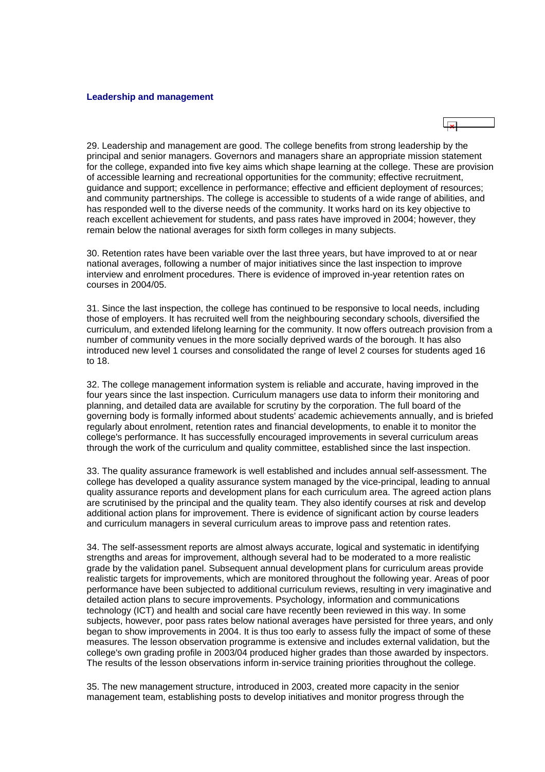## Leadership and management

29. Leadership and management are good. The college benefits from strong leadership by the principal and senior managers. Governors and managers share an appropriate mission statement for the college, expanded into five key aims which shape learning at the college. These are provision of accessible learning and recreational opportunities for the community; effective recruitment, guidance and support; excellence in performance; effective and efficient deployment of resources; and community partnerships. The college is accessible to students of a wide range of abilities, and has responded well to the diverse needs of the community. It works hard on its key objective to reach excellent achievement for students, and pass rates have improved in 2004; however, they remain below the national averages for sixth form colleges in many subjects.

30. Retention rates have been variable over the last three years, but have improved to at or near national averages, following a number of major initiatives since the last inspection to improve interview and enrolment procedures. There is evidence of improved in-year retention rates on courses in 2004/05.

31. Since the last inspection, the college has continued to be responsive to local needs, including those of employers. It has recruited well from the neighbouring secondary schools, diversified the curriculum, and extended lifelong learning for the community. It now offers outreach provision from a number of community venues in the more socially deprived wards of the borough. It has also introduced new level 1 courses and consolidated the range of level 2 courses for students aged 16 to 18.

32. The college management information system is reliable and accurate, having improved in the four years since the last inspection. Curriculum managers use data to inform their monitoring and planning, and detailed data are available for scrutiny by the corporation. The full board of the governing body is formally informed about students' academic achievements annually, and is briefed regularly about enrolment, retention rates and financial developments, to enable it to monitor the college's performance. It has successfully encouraged improvements in several curriculum areas through the work of the curriculum and quality committee, established since the last inspection.

33. The quality assurance framework is well established and includes annual self-assessment. The college has developed a quality assurance system managed by the vice-principal, leading to annual quality assurance reports and development plans for each curriculum area. The agreed action plans are scrutinised by the principal and the quality team. They also identify courses at risk and develop additional action plans for improvement. There is evidence of significant action by course leaders and curriculum managers in several curriculum areas to improve pass and retention rates.

34. The self-assessment reports are almost always accurate, logical and systematic in identifying strengths and areas for improvement, although several had to be moderated to a more realistic grade by the validation panel. Subsequent annual development plans for curriculum areas provide realistic targets for improvements, which are monitored throughout the following year. Areas of poor performance have been subjected to additional curriculum reviews, resulting in very imaginative and detailed action plans to secure improvements. Psychology, information and communications technology (ICT) and health and social care have recently been reviewed in this way. In some subjects, however, poor pass rates below national averages have persisted for three years, and only began to show improvements in 2004. It is thus too early to assess fully the impact of some of these measures. The lesson observation programme is extensive and includes external validation, but the college's own grading profile in 2003/04 produced higher grades than those awarded by inspectors. The results of the lesson observations inform in-service training priorities throughout the college.

35. The new management structure, introduced in 2003, created more capacity in the senior management team, establishing posts to develop initiatives and monitor progress through the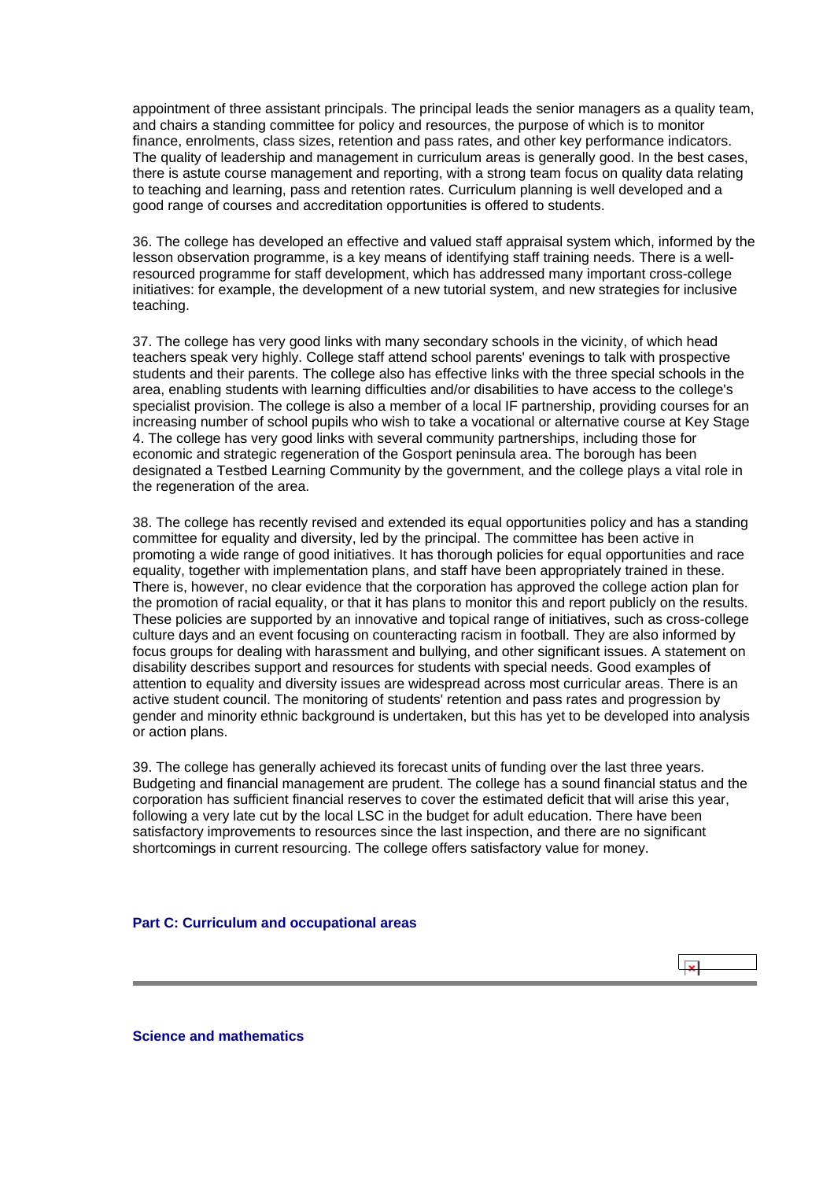appointment of three assistant principals. The principal leads the senior managers as a quality team, and chairs a standing committee for policy and resources, the purpose of which is to monitor finance, enrolments, class sizes, retention and pass rates, and other key performance indicators. The quality of leadership and management in curriculum areas is generally good. In the best cases, there is astute course management and reporting, with a strong team focus on quality data relating to teaching and learning, pass and retention rates. Curriculum planning is well developed and a good range of courses and accreditation opportunities is offered to students.

36. The college has developed an effective and valued staff appraisal system which, informed by the lesson observation programme, is a key means of identifying staff training needs. There is a well-resourced programme for staff development, which has addressed many important cross-college initiatives: for example, the development of a new tutorial system, and new strategies for inclusive teaching.

37. The college has very good links with many secondary schools in the vicinity, of which head teachers speak very highly. College staff attend school parents' evenings to talk with prospective students and their parents. The college also has effective links with the three special schools in the area, enabling students with learning difficulties and/or disabilities to have access to the college's specialist provision. The college is also a member of a local IF partnership, providing courses for an increasing number of school pupils who wish to take a vocational or alternative course at Key Stage 4. The college has very good links with several community partnerships, including those for economic and strategic regeneration of the Gosport peninsula area. The borough has been designated a Testbed Learning Community by the government, and the college plays a vital role in the regeneration of the area.

38. The college has recently revised and extended its equal opportunities policy and has a standing committee for equality and diversity, led by the principal. The committee has been active in promoting a wide range of good initiatives. It has thorough policies for equal opportunities and race equality, together with implementation plans, and staff have been appropriately trained in these. There is, however, no clear evidence that the corporation has approved the college action plan for the promotion of racial equality, or that it has plans to monitor this and report publicly on the results. These policies are supported by an innovative and topical range of initiatives, such as cross-college culture days and an event focusing on counteracting racism in football. They are also informed by focus groups for dealing with harassment and bullying, and other significant issues. A statement on disability describes support and resources for students with special needs. Good examples of attention to equality and diversity issues are widespread across most curricular areas. There is an active student council. The monitoring of students' retention and pass rates and progression by gender and minority ethnic background is undertaken, but this has yet to be developed into analysis or action plans.

39. The college has generally achieved its forecast units of funding over the last three years. Budgeting and financial management are prudent. The college has a sound financial status and the corporation has sufficient financial reserves to cover the estimated deficit that will arise this year, following a very late cut by the local LSC in the budget for adult education. There have been satisfactory improvements to resources since the last inspection, and there are no significant shortcomings in current resourcing. The college offers satisfactory value for money.

## Part C: Curriculum and occupational areas

### Science and mathematics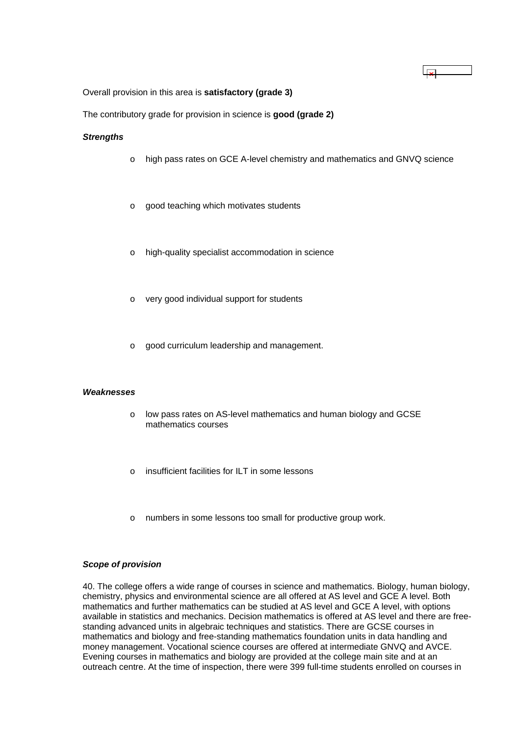Overall provision in this area is **satisfactory (grade 3)**

The contributory grade for provision in science is **good (grade 2)**

***Strengths***

- high pass rates on GCE A-level chemistry and mathematics and GNVQ science
- good teaching which motivates students
- high-quality specialist accommodation in science
- very good individual support for students
- good curriculum leadership and management.

***Weaknesses***

- low pass rates on AS-level mathematics and human biology and GCSE mathematics courses
- insufficient facilities for ILT in some lessons
- numbers in some lessons too small for productive group work.

***Scope of provision***

40. The college offers a wide range of courses in science and mathematics. Biology, human biology, chemistry, physics and environmental science are all offered at AS level and GCE A level. Both mathematics and further mathematics can be studied at AS level and GCE A level, with options available in statistics and mechanics. Decision mathematics is offered at AS level and there are free-standing advanced units in algebraic techniques and statistics. There are GCSE courses in mathematics and biology and free-standing mathematics foundation units in data handling and money management. Vocational science courses are offered at intermediate GNVQ and AVCE. Evening courses in mathematics and biology are provided at the college main site and at an outreach centre. At the time of inspection, there were 399 full-time students enrolled on courses in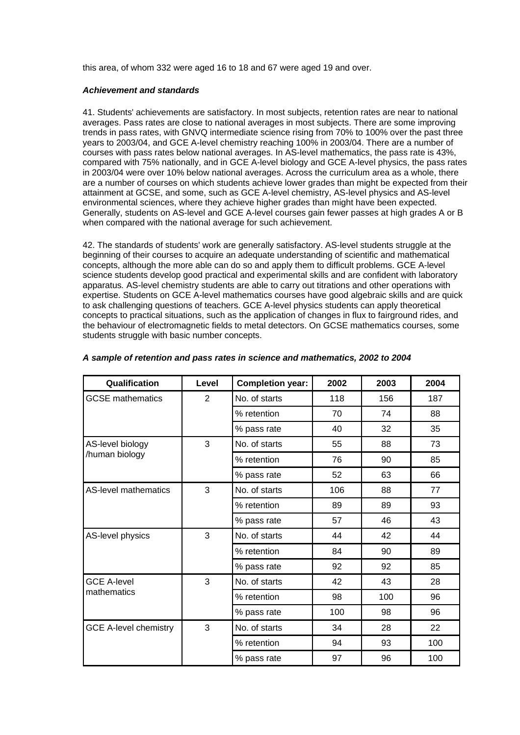this area, of whom 332 were aged 16 to 18 and 67 were aged 19 and over.

***Achievement and standards***

41. Students' achievements are satisfactory. In most subjects, retention rates are near to national averages. Pass rates are close to national averages in most subjects. There are some improving trends in pass rates, with GNVQ intermediate science rising from 70% to 100% over the past three years to 2003/04, and GCE A-level chemistry reaching 100% in 2003/04. There are a number of courses with pass rates below national averages. In AS-level mathematics, the pass rate is 43%, compared with 75% nationally, and in GCE A-level biology and GCE A-level physics, the pass rates in 2003/04 were over 10% below national averages. Across the curriculum area as a whole, there are a number of courses on which students achieve lower grades than might be expected from their attainment at GCSE, and some, such as GCE A-level chemistry, AS-level physics and AS-level environmental sciences, where they achieve higher grades than might have been expected. Generally, students on AS-level and GCE A-level courses gain fewer passes at high grades A or B when compared with the national average for such achievement.

42. The standards of students' work are generally satisfactory. AS-level students struggle at the beginning of their courses to acquire an adequate understanding of scientific and mathematical concepts, although the more able can do so and apply them to difficult problems. GCE A-level science students develop good practical and experimental skills and are confident with laboratory apparatus. AS-level chemistry students are able to carry out titrations and other operations with expertise. Students on GCE A-level mathematics courses have good algebraic skills and are quick to ask challenging questions of teachers. GCE A-level physics students can apply theoretical concepts to practical situations, such as the application of changes in flux to fairground rides, and the behaviour of electromagnetic fields to metal detectors. On GCSE mathematics courses, some students struggle with basic number concepts.

***A sample of retention and pass rates in science and mathematics, 2002 to 2004***

| Qualification | Level | Completion year: | 2002 | 2003 | 2004 |
|---|---|---|---|---|---|
| GCSE mathematics | 2 | No. of starts | 118 | 156 | 187 |
| | | % retention | 70 | 74 | 88 |
| | | % pass rate | 40 | 32 | 35 |
| AS-level biology /human biology | 3 | No. of starts | 55 | 88 | 73 |
| | | % retention | 76 | 90 | 85 |
| | | % pass rate | 52 | 63 | 66 |
| AS-level mathematics | 3 | No. of starts | 106 | 88 | 77 |
| | | % retention | 89 | 89 | 93 |
| | | % pass rate | 57 | 46 | 43 |
| AS-level physics | 3 | No. of starts | 44 | 42 | 44 |
| | | % retention | 84 | 90 | 89 |
| | | % pass rate | 92 | 92 | 85 |
| GCE A-level mathematics | 3 | No. of starts | 42 | 43 | 28 |
| | | % retention | 98 | 100 | 96 |
| | | % pass rate | 100 | 98 | 96 |
| GCE A-level chemistry | 3 | No. of starts | 34 | 28 | 22 |
| | | % retention | 94 | 93 | 100 |
| | | % pass rate | 97 | 96 | 100 |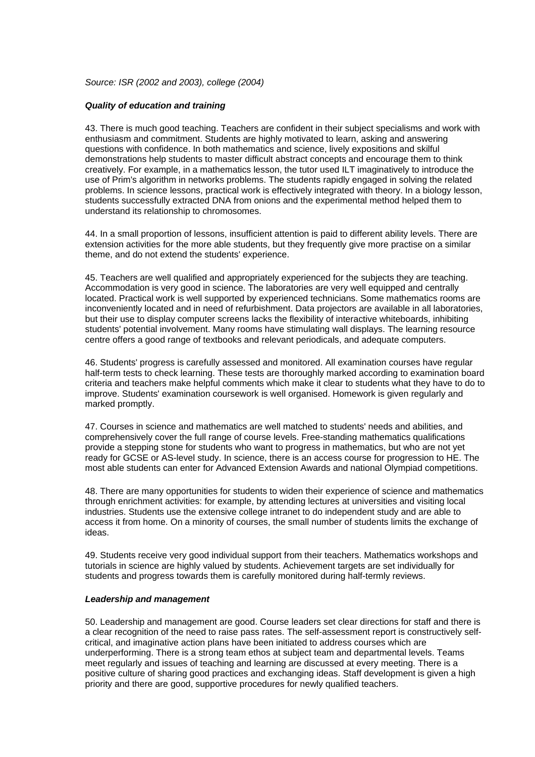*Source: ISR (2002 and 2003), college (2004)*

***Quality of education and training***

43. There is much good teaching. Teachers are confident in their subject specialisms and work with enthusiasm and commitment. Students are highly motivated to learn, asking and answering questions with confidence. In both mathematics and science, lively expositions and skilful demonstrations help students to master difficult abstract concepts and encourage them to think creatively. For example, in a mathematics lesson, the tutor used ILT imaginatively to introduce the use of Prim's algorithm in networks problems. The students rapidly engaged in solving the related problems. In science lessons, practical work is effectively integrated with theory. In a biology lesson, students successfully extracted DNA from onions and the experimental method helped them to understand its relationship to chromosomes.

44. In a small proportion of lessons, insufficient attention is paid to different ability levels. There are extension activities for the more able students, but they frequently give more practise on a similar theme, and do not extend the students' experience.

45. Teachers are well qualified and appropriately experienced for the subjects they are teaching. Accommodation is very good in science. The laboratories are very well equipped and centrally located. Practical work is well supported by experienced technicians. Some mathematics rooms are inconveniently located and in need of refurbishment. Data projectors are available in all laboratories, but their use to display computer screens lacks the flexibility of interactive whiteboards, inhibiting students' potential involvement. Many rooms have stimulating wall displays. The learning resource centre offers a good range of textbooks and relevant periodicals, and adequate computers.

46. Students' progress is carefully assessed and monitored. All examination courses have regular half-term tests to check learning. These tests are thoroughly marked according to examination board criteria and teachers make helpful comments which make it clear to students what they have to do to improve. Students' examination coursework is well organised. Homework is given regularly and marked promptly.

47. Courses in science and mathematics are well matched to students' needs and abilities, and comprehensively cover the full range of course levels. Free-standing mathematics qualifications provide a stepping stone for students who want to progress in mathematics, but who are not yet ready for GCSE or AS-level study. In science, there is an access course for progression to HE. The most able students can enter for Advanced Extension Awards and national Olympiad competitions.

48. There are many opportunities for students to widen their experience of science and mathematics through enrichment activities: for example, by attending lectures at universities and visiting local industries. Students use the extensive college intranet to do independent study and are able to access it from home. On a minority of courses, the small number of students limits the exchange of ideas.

49. Students receive very good individual support from their teachers. Mathematics workshops and tutorials in science are highly valued by students. Achievement targets are set individually for students and progress towards them is carefully monitored during half-termly reviews.

***Leadership and management***

50. Leadership and management are good. Course leaders set clear directions for staff and there is a clear recognition of the need to raise pass rates. The self-assessment report is constructively self-critical, and imaginative action plans have been initiated to address courses which are underperforming. There is a strong team ethos at subject team and departmental levels. Teams meet regularly and issues of teaching and learning are discussed at every meeting. There is a positive culture of sharing good practices and exchanging ideas. Staff development is given a high priority and there are good, supportive procedures for newly qualified teachers.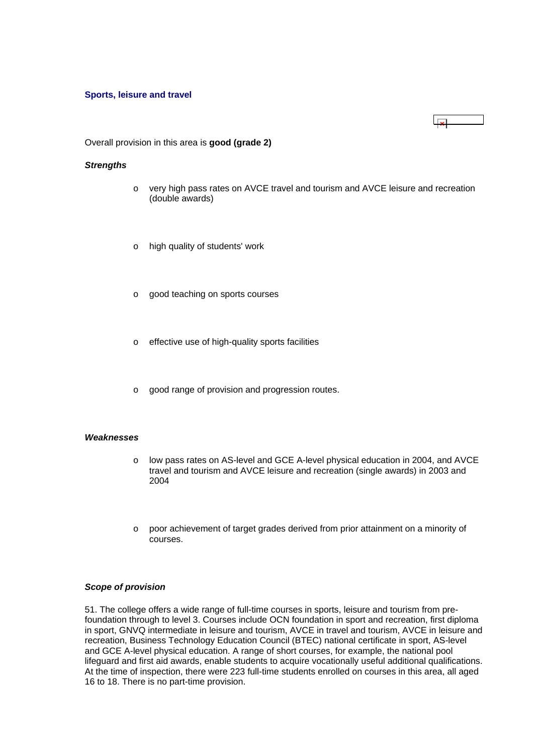### Sports, leisure and travel

Overall provision in this area is **good (grade 2)**

***Strengths***

- very high pass rates on AVCE travel and tourism and AVCE leisure and recreation (double awards)
- high quality of students' work
- good teaching on sports courses
- effective use of high-quality sports facilities
- good range of provision and progression routes.

***Weaknesses***

- low pass rates on AS-level and GCE A-level physical education in 2004, and AVCE travel and tourism and AVCE leisure and recreation (single awards) in 2003 and 2004
- poor achievement of target grades derived from prior attainment on a minority of courses.

***Scope of provision***

51. The college offers a wide range of full-time courses in sports, leisure and tourism from pre-foundation through to level 3. Courses include OCN foundation in sport and recreation, first diploma in sport, GNVQ intermediate in leisure and tourism, AVCE in travel and tourism, AVCE in leisure and recreation, Business Technology Education Council (BTEC) national certificate in sport, AS-level and GCE A-level physical education. A range of short courses, for example, the national pool lifeguard and first aid awards, enable students to acquire vocationally useful additional qualifications. At the time of inspection, there were 223 full-time students enrolled on courses in this area, all aged 16 to 18. There is no part-time provision.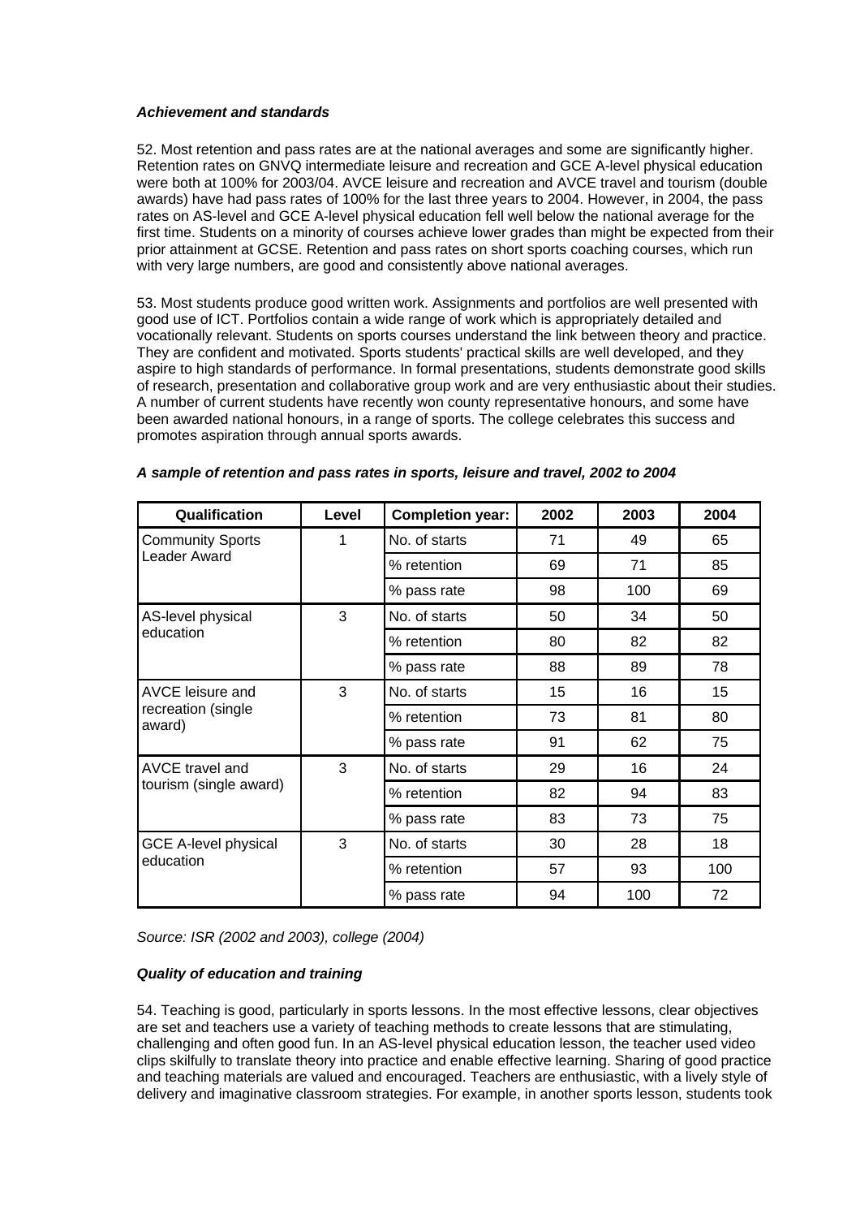*Achievement and standards*

52. Most retention and pass rates are at the national averages and some are significantly higher. Retention rates on GNVQ intermediate leisure and recreation and GCE A-level physical education were both at 100% for 2003/04. AVCE leisure and recreation and AVCE travel and tourism (double awards) have had pass rates of 100% for the last three years to 2004. However, in 2004, the pass rates on AS-level and GCE A-level physical education fell well below the national average for the first time. Students on a minority of courses achieve lower grades than might be expected from their prior attainment at GCSE. Retention and pass rates on short sports coaching courses, which run with very large numbers, are good and consistently above national averages.

53. Most students produce good written work. Assignments and portfolios are well presented with good use of ICT. Portfolios contain a wide range of work which is appropriately detailed and vocationally relevant. Students on sports courses understand the link between theory and practice. They are confident and motivated. Sports students' practical skills are well developed, and they aspire to high standards of performance. In formal presentations, students demonstrate good skills of research, presentation and collaborative group work and are very enthusiastic about their studies. A number of current students have recently won county representative honours, and some have been awarded national honours, in a range of sports. The college celebrates this success and promotes aspiration through annual sports awards.

***A sample of retention and pass rates in sports, leisure and travel, 2002 to 2004***

| Qualification | Level | Completion year: | 2002 | 2003 | 2004 |
|---|---|---|---|---|---|
| Community Sports Leader Award | 1 | No. of starts | 71 | 49 | 65 |
| | | % retention | 69 | 71 | 85 |
| | | % pass rate | 98 | 100 | 69 |
| AS-level physical education | 3 | No. of starts | 50 | 34 | 50 |
| | | % retention | 80 | 82 | 82 |
| | | % pass rate | 88 | 89 | 78 |
| AVCE leisure and recreation (single award) | 3 | No. of starts | 15 | 16 | 15 |
| | | % retention | 73 | 81 | 80 |
| | | % pass rate | 91 | 62 | 75 |
| AVCE travel and tourism (single award) | 3 | No. of starts | 29 | 16 | 24 |
| | | % retention | 82 | 94 | 83 |
| | | % pass rate | 83 | 73 | 75 |
| GCE A-level physical education | 3 | No. of starts | 30 | 28 | 18 |
| | | % retention | 57 | 93 | 100 |
| | | % pass rate | 94 | 100 | 72 |

*Source: ISR (2002 and 2003), college (2004)*

*Quality of education and training*

54. Teaching is good, particularly in sports lessons. In the most effective lessons, clear objectives are set and teachers use a variety of teaching methods to create lessons that are stimulating, challenging and often good fun. In an AS-level physical education lesson, the teacher used video clips skilfully to translate theory into practice and enable effective learning. Sharing of good practice and teaching materials are valued and encouraged. Teachers are enthusiastic, with a lively style of delivery and imaginative classroom strategies. For example, in another sports lesson, students took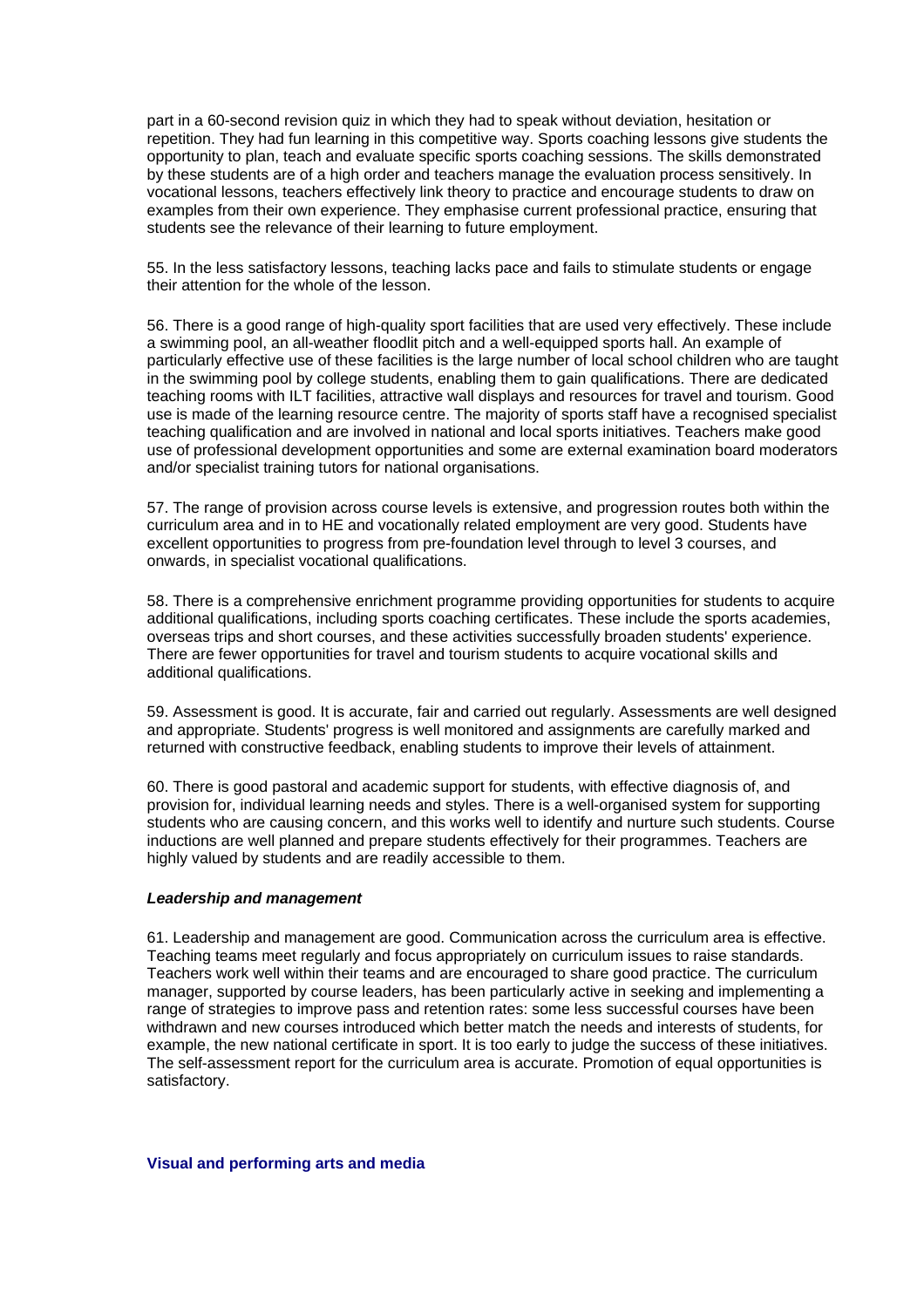part in a 60-second revision quiz in which they had to speak without deviation, hesitation or repetition. They had fun learning in this competitive way. Sports coaching lessons give students the opportunity to plan, teach and evaluate specific sports coaching sessions. The skills demonstrated by these students are of a high order and teachers manage the evaluation process sensitively. In vocational lessons, teachers effectively link theory to practice and encourage students to draw on examples from their own experience. They emphasise current professional practice, ensuring that students see the relevance of their learning to future employment.

55. In the less satisfactory lessons, teaching lacks pace and fails to stimulate students or engage their attention for the whole of the lesson.

56. There is a good range of high-quality sport facilities that are used very effectively. These include a swimming pool, an all-weather floodlit pitch and a well-equipped sports hall. An example of particularly effective use of these facilities is the large number of local school children who are taught in the swimming pool by college students, enabling them to gain qualifications. There are dedicated teaching rooms with ILT facilities, attractive wall displays and resources for travel and tourism. Good use is made of the learning resource centre. The majority of sports staff have a recognised specialist teaching qualification and are involved in national and local sports initiatives. Teachers make good use of professional development opportunities and some are external examination board moderators and/or specialist training tutors for national organisations.

57. The range of provision across course levels is extensive, and progression routes both within the curriculum area and in to HE and vocationally related employment are very good. Students have excellent opportunities to progress from pre-foundation level through to level 3 courses, and onwards, in specialist vocational qualifications.

58. There is a comprehensive enrichment programme providing opportunities for students to acquire additional qualifications, including sports coaching certificates. These include the sports academies, overseas trips and short courses, and these activities successfully broaden students' experience. There are fewer opportunities for travel and tourism students to acquire vocational skills and additional qualifications.

59. Assessment is good. It is accurate, fair and carried out regularly. Assessments are well designed and appropriate. Students' progress is well monitored and assignments are carefully marked and returned with constructive feedback, enabling students to improve their levels of attainment.

60. There is good pastoral and academic support for students, with effective diagnosis of, and provision for, individual learning needs and styles. There is a well-organised system for supporting students who are causing concern, and this works well to identify and nurture such students. Course inductions are well planned and prepare students effectively for their programmes. Teachers are highly valued by students and are readily accessible to them.

***Leadership and management***

61. Leadership and management are good. Communication across the curriculum area is effective. Teaching teams meet regularly and focus appropriately on curriculum issues to raise standards. Teachers work well within their teams and are encouraged to share good practice. The curriculum manager, supported by course leaders, has been particularly active in seeking and implementing a range of strategies to improve pass and retention rates: some less successful courses have been withdrawn and new courses introduced which better match the needs and interests of students, for example, the new national certificate in sport. It is too early to judge the success of these initiatives. The self-assessment report for the curriculum area is accurate. Promotion of equal opportunities is satisfactory.

### Visual and performing arts and media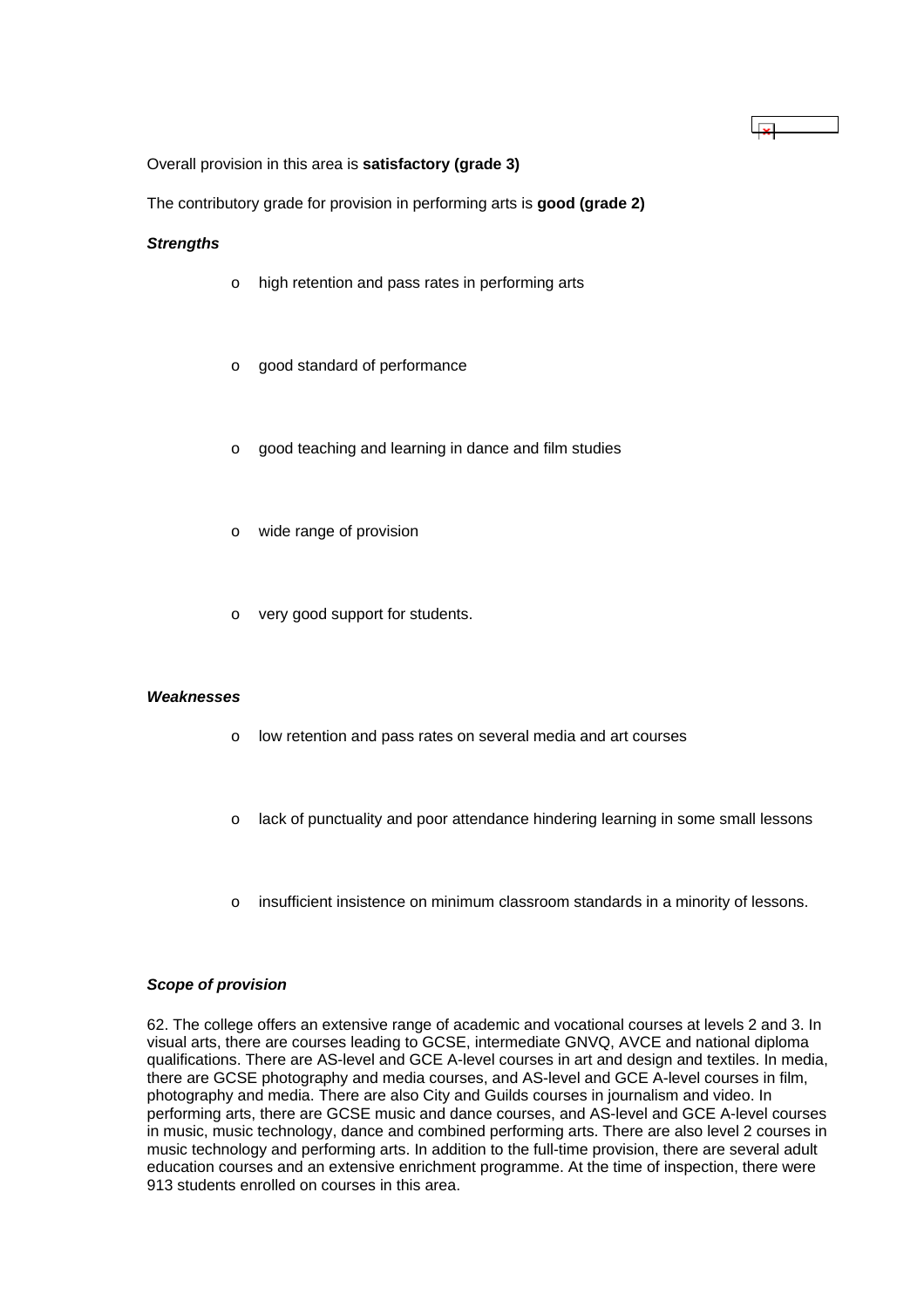Overall provision in this area is **satisfactory (grade 3)**

The contributory grade for provision in performing arts is **good (grade 2)**

***Strengths***

- high retention and pass rates in performing arts
- good standard of performance
- good teaching and learning in dance and film studies
- wide range of provision
- very good support for students.

***Weaknesses***

- low retention and pass rates on several media and art courses
- lack of punctuality and poor attendance hindering learning in some small lessons
- insufficient insistence on minimum classroom standards in a minority of lessons.

***Scope of provision***

62. The college offers an extensive range of academic and vocational courses at levels 2 and 3. In visual arts, there are courses leading to GCSE, intermediate GNVQ, AVCE and national diploma qualifications. There are AS-level and GCE A-level courses in art and design and textiles. In media, there are GCSE photography and media courses, and AS-level and GCE A-level courses in film, photography and media. There are also City and Guilds courses in journalism and video. In performing arts, there are GCSE music and dance courses, and AS-level and GCE A-level courses in music, music technology, dance and combined performing arts. There are also level 2 courses in music technology and performing arts. In addition to the full-time provision, there are several adult education courses and an extensive enrichment programme. At the time of inspection, there were 913 students enrolled on courses in this area.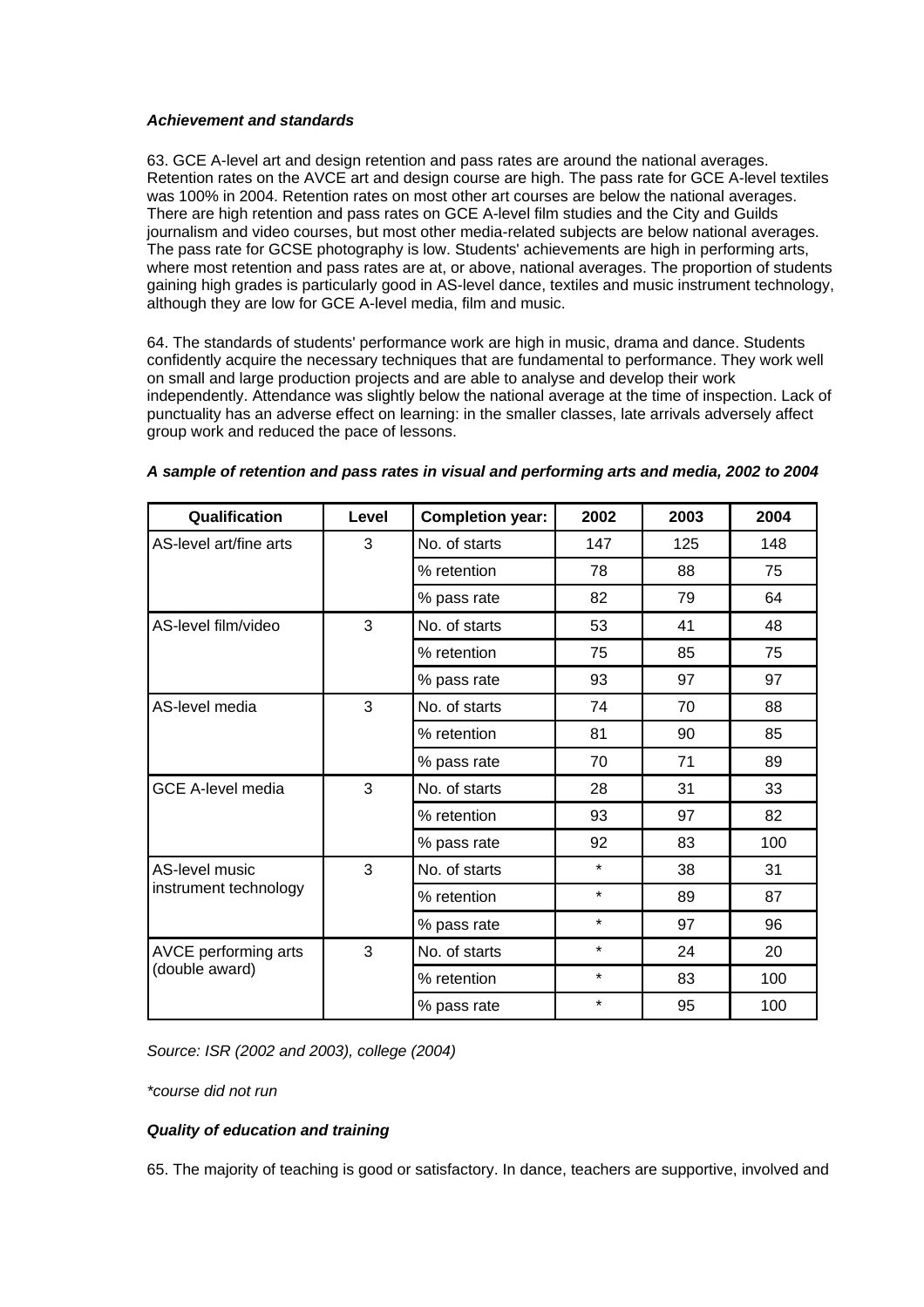### *Achievement and standards*

63. GCE A-level art and design retention and pass rates are around the national averages. Retention rates on the AVCE art and design course are high. The pass rate for GCE A-level textiles was 100% in 2004. Retention rates on most other art courses are below the national averages. There are high retention and pass rates on GCE A-level film studies and the City and Guilds journalism and video courses, but most other media-related subjects are below national averages. The pass rate for GCSE photography is low. Students' achievements are high in performing arts, where most retention and pass rates are at, or above, national averages. The proportion of students gaining high grades is particularly good in AS-level dance, textiles and music instrument technology, although they are low for GCE A-level media, film and music.

64. The standards of students' performance work are high in music, drama and dance. Students confidently acquire the necessary techniques that are fundamental to performance. They work well on small and large production projects and are able to analyse and develop their work independently. Attendance was slightly below the national average at the time of inspection. Lack of punctuality has an adverse effect on learning: in the smaller classes, late arrivals adversely affect group work and reduced the pace of lessons.

***A sample of retention and pass rates in visual and performing arts and media, 2002 to 2004***

| Qualification | Level | Completion year: | 2002 | 2003 | 2004 |
|---|---|---|---|---|---|
| AS-level art/fine arts | 3 | No. of starts | 147 | 125 | 148 |
| | | % retention | 78 | 88 | 75 |
| | | % pass rate | 82 | 79 | 64 |
| AS-level film/video | 3 | No. of starts | 53 | 41 | 48 |
| | | % retention | 75 | 85 | 75 |
| | | % pass rate | 93 | 97 | 97 |
| AS-level media | 3 | No. of starts | 74 | 70 | 88 |
| | | % retention | 81 | 90 | 85 |
| | | % pass rate | 70 | 71 | 89 |
| GCE A-level media | 3 | No. of starts | 28 | 31 | 33 |
| | | % retention | 93 | 97 | 82 |
| | | % pass rate | 92 | 83 | 100 |
| AS-level music instrument technology | 3 | No. of starts | * | 38 | 31 |
| | | % retention | * | 89 | 87 |
| | | % pass rate | * | 97 | 96 |
| AVCE performing arts (double award) | 3 | No. of starts | * | 24 | 20 |
| | | % retention | * | 83 | 100 |
| | | % pass rate | * | 95 | 100 |

*Source: ISR (2002 and 2003), college (2004)*

*\*course did not run*

### *Quality of education and training*

65. The majority of teaching is good or satisfactory. In dance, teachers are supportive, involved and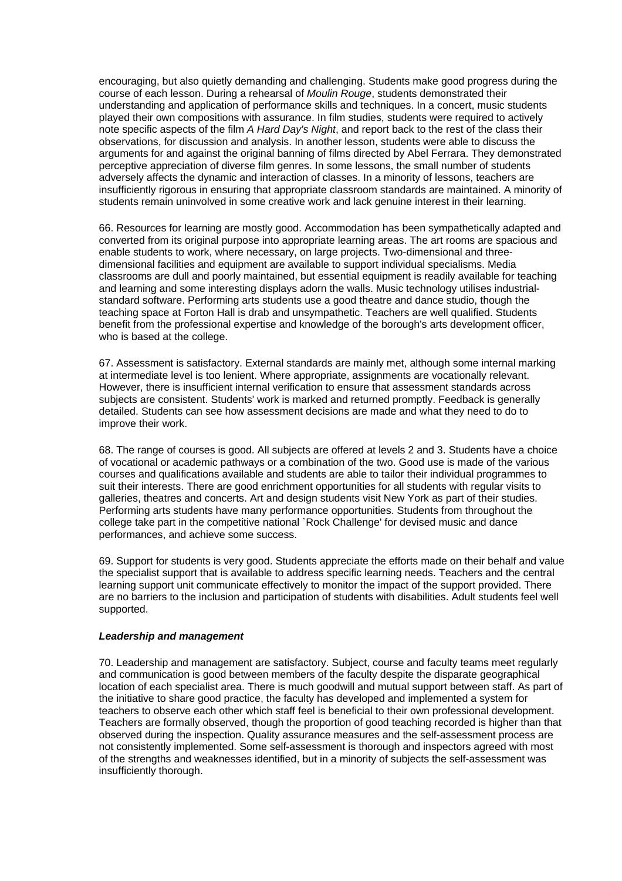encouraging, but also quietly demanding and challenging. Students make good progress during the course of each lesson. During a rehearsal of *Moulin Rouge*, students demonstrated their understanding and application of performance skills and techniques. In a concert, music students played their own compositions with assurance. In film studies, students were required to actively note specific aspects of the film *A Hard Day's Night*, and report back to the rest of the class their observations, for discussion and analysis. In another lesson, students were able to discuss the arguments for and against the original banning of films directed by Abel Ferrara. They demonstrated perceptive appreciation of diverse film genres. In some lessons, the small number of students adversely affects the dynamic and interaction of classes. In a minority of lessons, teachers are insufficiently rigorous in ensuring that appropriate classroom standards are maintained. A minority of students remain uninvolved in some creative work and lack genuine interest in their learning.

66. Resources for learning are mostly good. Accommodation has been sympathetically adapted and converted from its original purpose into appropriate learning areas. The art rooms are spacious and enable students to work, where necessary, on large projects. Two-dimensional and three-dimensional facilities and equipment are available to support individual specialisms. Media classrooms are dull and poorly maintained, but essential equipment is readily available for teaching and learning and some interesting displays adorn the walls. Music technology utilises industrial-standard software. Performing arts students use a good theatre and dance studio, though the teaching space at Forton Hall is drab and unsympathetic. Teachers are well qualified. Students benefit from the professional expertise and knowledge of the borough's arts development officer, who is based at the college.

67. Assessment is satisfactory. External standards are mainly met, although some internal marking at intermediate level is too lenient. Where appropriate, assignments are vocationally relevant. However, there is insufficient internal verification to ensure that assessment standards across subjects are consistent. Students' work is marked and returned promptly. Feedback is generally detailed. Students can see how assessment decisions are made and what they need to do to improve their work.

68. The range of courses is good. All subjects are offered at levels 2 and 3. Students have a choice of vocational or academic pathways or a combination of the two. Good use is made of the various courses and qualifications available and students are able to tailor their individual programmes to suit their interests. There are good enrichment opportunities for all students with regular visits to galleries, theatres and concerts. Art and design students visit New York as part of their studies. Performing arts students have many performance opportunities. Students from throughout the college take part in the competitive national `Rock Challenge' for devised music and dance performances, and achieve some success.

69. Support for students is very good. Students appreciate the efforts made on their behalf and value the specialist support that is available to address specific learning needs. Teachers and the central learning support unit communicate effectively to monitor the impact of the support provided. There are no barriers to the inclusion and participation of students with disabilities. Adult students feel well supported.

***Leadership and management***

70. Leadership and management are satisfactory. Subject, course and faculty teams meet regularly and communication is good between members of the faculty despite the disparate geographical location of each specialist area. There is much goodwill and mutual support between staff. As part of the initiative to share good practice, the faculty has developed and implemented a system for teachers to observe each other which staff feel is beneficial to their own professional development. Teachers are formally observed, though the proportion of good teaching recorded is higher than that observed during the inspection. Quality assurance measures and the self-assessment process are not consistently implemented. Some self-assessment is thorough and inspectors agreed with most of the strengths and weaknesses identified, but in a minority of subjects the self-assessment was insufficiently thorough.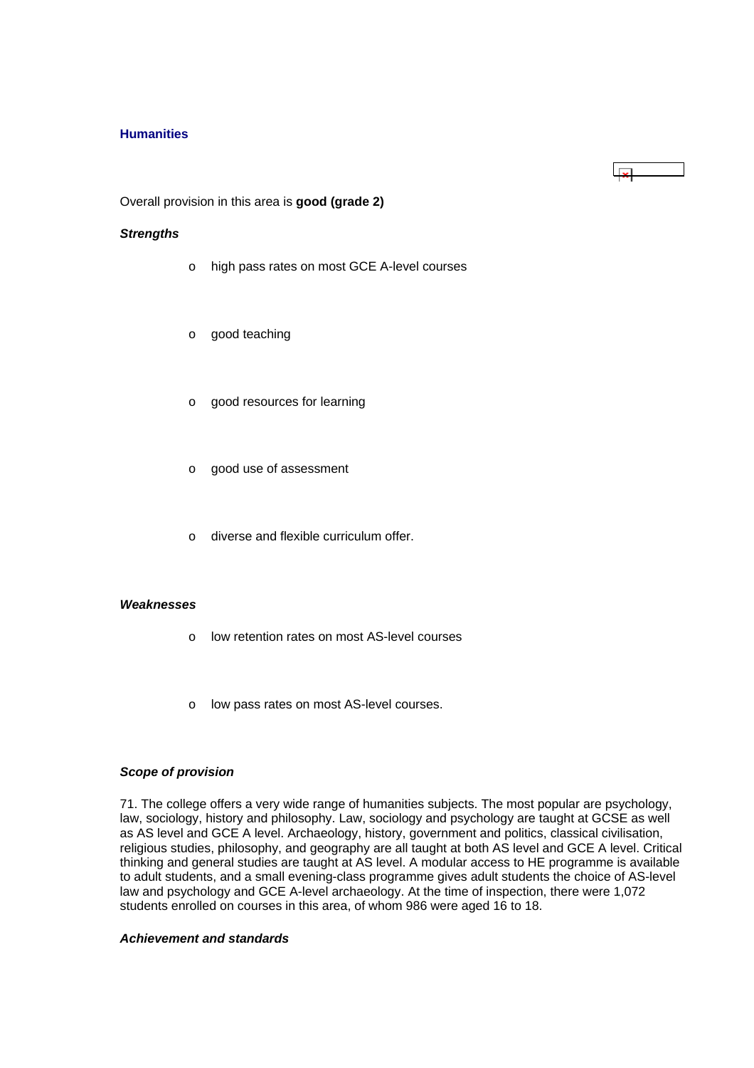### Humanities

Overall provision in this area is **good (grade 2)**

***Strengths***

- high pass rates on most GCE A-level courses
- good teaching
- good resources for learning
- good use of assessment
- diverse and flexible curriculum offer.

***Weaknesses***

- low retention rates on most AS-level courses
- low pass rates on most AS-level courses.

***Scope of provision***

71. The college offers a very wide range of humanities subjects. The most popular are psychology, law, sociology, history and philosophy. Law, sociology and psychology are taught at GCSE as well as AS level and GCE A level. Archaeology, history, government and politics, classical civilisation, religious studies, philosophy, and geography are all taught at both AS level and GCE A level. Critical thinking and general studies are taught at AS level. A modular access to HE programme is available to adult students, and a small evening-class programme gives adult students the choice of AS-level law and psychology and GCE A-level archaeology. At the time of inspection, there were 1,072 students enrolled on courses in this area, of whom 986 were aged 16 to 18.

***Achievement and standards***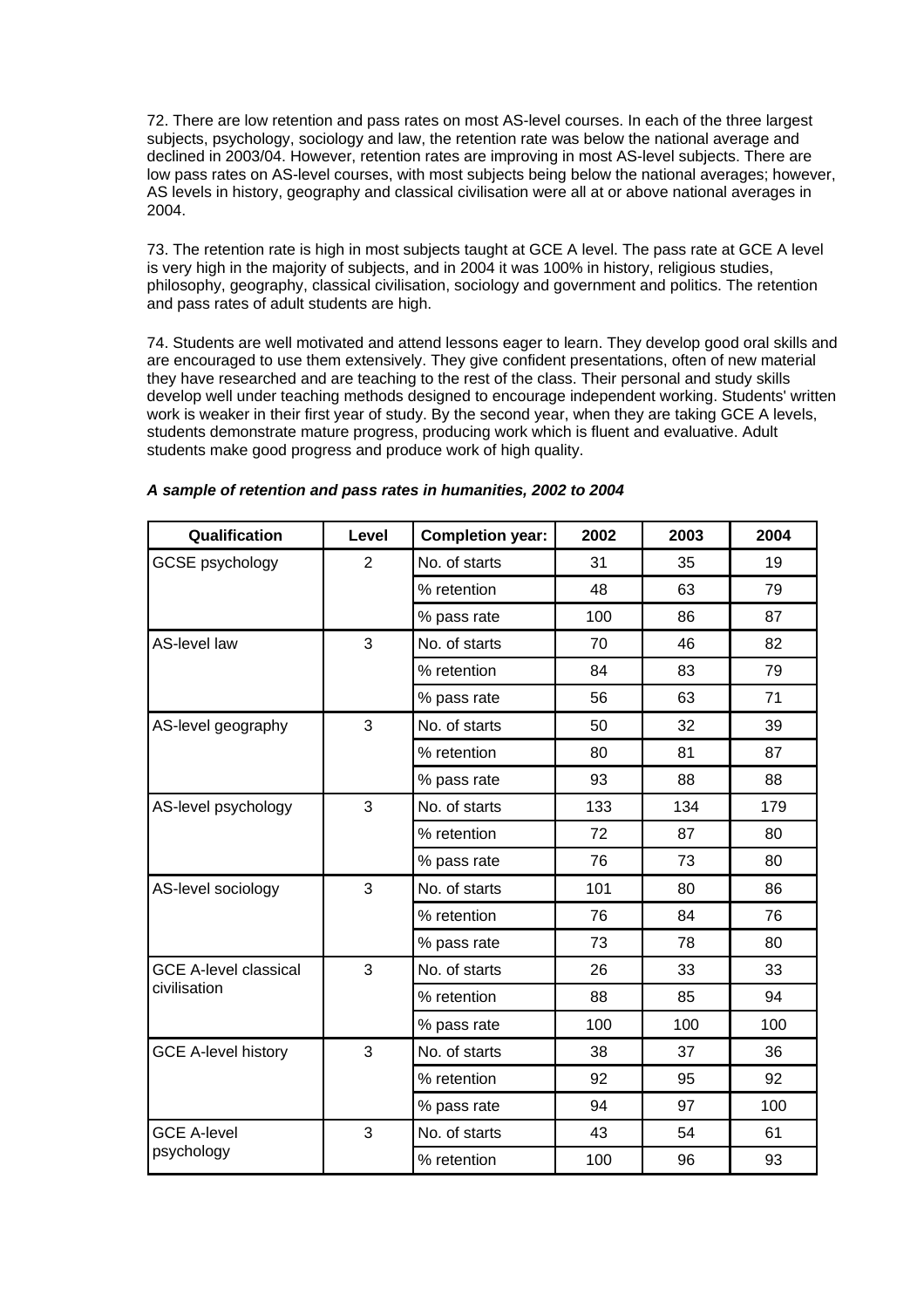72. There are low retention and pass rates on most AS-level courses. In each of the three largest subjects, psychology, sociology and law, the retention rate was below the national average and declined in 2003/04. However, retention rates are improving in most AS-level subjects. There are low pass rates on AS-level courses, with most subjects being below the national averages; however, AS levels in history, geography and classical civilisation were all at or above national averages in 2004.

73. The retention rate is high in most subjects taught at GCE A level. The pass rate at GCE A level is very high in the majority of subjects, and in 2004 it was 100% in history, religious studies, philosophy, geography, classical civilisation, sociology and government and politics. The retention and pass rates of adult students are high.

74. Students are well motivated and attend lessons eager to learn. They develop good oral skills and are encouraged to use them extensively. They give confident presentations, often of new material they have researched and are teaching to the rest of the class. Their personal and study skills develop well under teaching methods designed to encourage independent working. Students' written work is weaker in their first year of study. By the second year, when they are taking GCE A levels, students demonstrate mature progress, producing work which is fluent and evaluative. Adult students make good progress and produce work of high quality.

***A sample of retention and pass rates in humanities, 2002 to 2004***

| Qualification | Level | Completion year: | 2002 | 2003 | 2004 |
|---|---|---|---|---|---|
| GCSE psychology | 2 | No. of starts | 31 | 35 | 19 |
| | | % retention | 48 | 63 | 79 |
| | | % pass rate | 100 | 86 | 87 |
| AS-level law | 3 | No. of starts | 70 | 46 | 82 |
| | | % retention | 84 | 83 | 79 |
| | | % pass rate | 56 | 63 | 71 |
| AS-level geography | 3 | No. of starts | 50 | 32 | 39 |
| | | % retention | 80 | 81 | 87 |
| | | % pass rate | 93 | 88 | 88 |
| AS-level psychology | 3 | No. of starts | 133 | 134 | 179 |
| | | % retention | 72 | 87 | 80 |
| | | % pass rate | 76 | 73 | 80 |
| AS-level sociology | 3 | No. of starts | 101 | 80 | 86 |
| | | % retention | 76 | 84 | 76 |
| | | % pass rate | 73 | 78 | 80 |
| GCE A-level classical civilisation | 3 | No. of starts | 26 | 33 | 33 |
| | | % retention | 88 | 85 | 94 |
| | | % pass rate | 100 | 100 | 100 |
| GCE A-level history | 3 | No. of starts | 38 | 37 | 36 |
| | | % retention | 92 | 95 | 92 |
| | | % pass rate | 94 | 97 | 100 |
| GCE A-level psychology | 3 | No. of starts | 43 | 54 | 61 |
| | | % retention | 100 | 96 | 93 |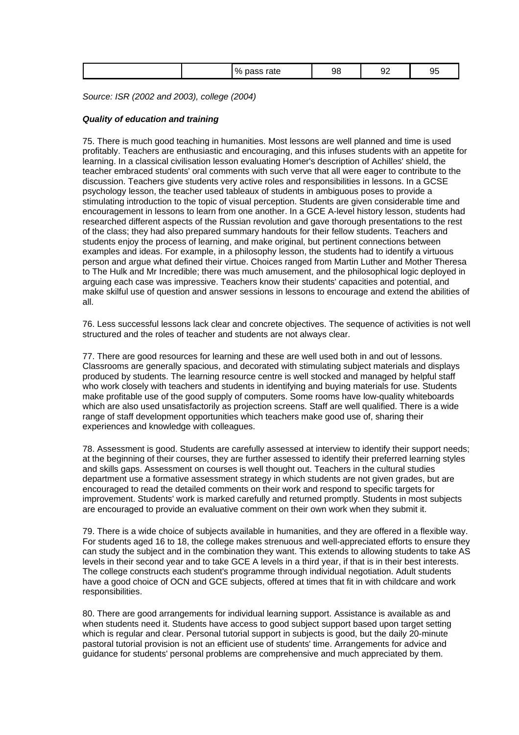|  |  | % pass rate | 98 | 92 | 95 |
|---|---|---|---|---|---|

*Source: ISR (2002 and 2003), college (2004)*

***Quality of education and training***

75. There is much good teaching in humanities. Most lessons are well planned and time is used profitably. Teachers are enthusiastic and encouraging, and this infuses students with an appetite for learning. In a classical civilisation lesson evaluating Homer's description of Achilles' shield, the teacher embraced students' oral comments with such verve that all were eager to contribute to the discussion. Teachers give students very active roles and responsibilities in lessons. In a GCSE psychology lesson, the teacher used tableaux of students in ambiguous poses to provide a stimulating introduction to the topic of visual perception. Students are given considerable time and encouragement in lessons to learn from one another. In a GCE A-level history lesson, students had researched different aspects of the Russian revolution and gave thorough presentations to the rest of the class; they had also prepared summary handouts for their fellow students. Teachers and students enjoy the process of learning, and make original, but pertinent connections between examples and ideas. For example, in a philosophy lesson, the students had to identify a virtuous person and argue what defined their virtue. Choices ranged from Martin Luther and Mother Theresa to The Hulk and Mr Incredible; there was much amusement, and the philosophical logic deployed in arguing each case was impressive. Teachers know their students' capacities and potential, and make skilful use of question and answer sessions in lessons to encourage and extend the abilities of all.

76. Less successful lessons lack clear and concrete objectives. The sequence of activities is not well structured and the roles of teacher and students are not always clear.

77. There are good resources for learning and these are well used both in and out of lessons. Classrooms are generally spacious, and decorated with stimulating subject materials and displays produced by students. The learning resource centre is well stocked and managed by helpful staff who work closely with teachers and students in identifying and buying materials for use. Students make profitable use of the good supply of computers. Some rooms have low-quality whiteboards which are also used unsatisfactorily as projection screens. Staff are well qualified. There is a wide range of staff development opportunities which teachers make good use of, sharing their experiences and knowledge with colleagues.

78. Assessment is good. Students are carefully assessed at interview to identify their support needs; at the beginning of their courses, they are further assessed to identify their preferred learning styles and skills gaps. Assessment on courses is well thought out. Teachers in the cultural studies department use a formative assessment strategy in which students are not given grades, but are encouraged to read the detailed comments on their work and respond to specific targets for improvement. Students' work is marked carefully and returned promptly. Students in most subjects are encouraged to provide an evaluative comment on their own work when they submit it.

79. There is a wide choice of subjects available in humanities, and they are offered in a flexible way. For students aged 16 to 18, the college makes strenuous and well-appreciated efforts to ensure they can study the subject and in the combination they want. This extends to allowing students to take AS levels in their second year and to take GCE A levels in a third year, if that is in their best interests. The college constructs each student's programme through individual negotiation. Adult students have a good choice of OCN and GCE subjects, offered at times that fit in with childcare and work responsibilities.

80. There are good arrangements for individual learning support. Assistance is available as and when students need it. Students have access to good subject support based upon target setting which is regular and clear. Personal tutorial support in subjects is good, but the daily 20-minute pastoral tutorial provision is not an efficient use of students' time. Arrangements for advice and guidance for students' personal problems are comprehensive and much appreciated by them.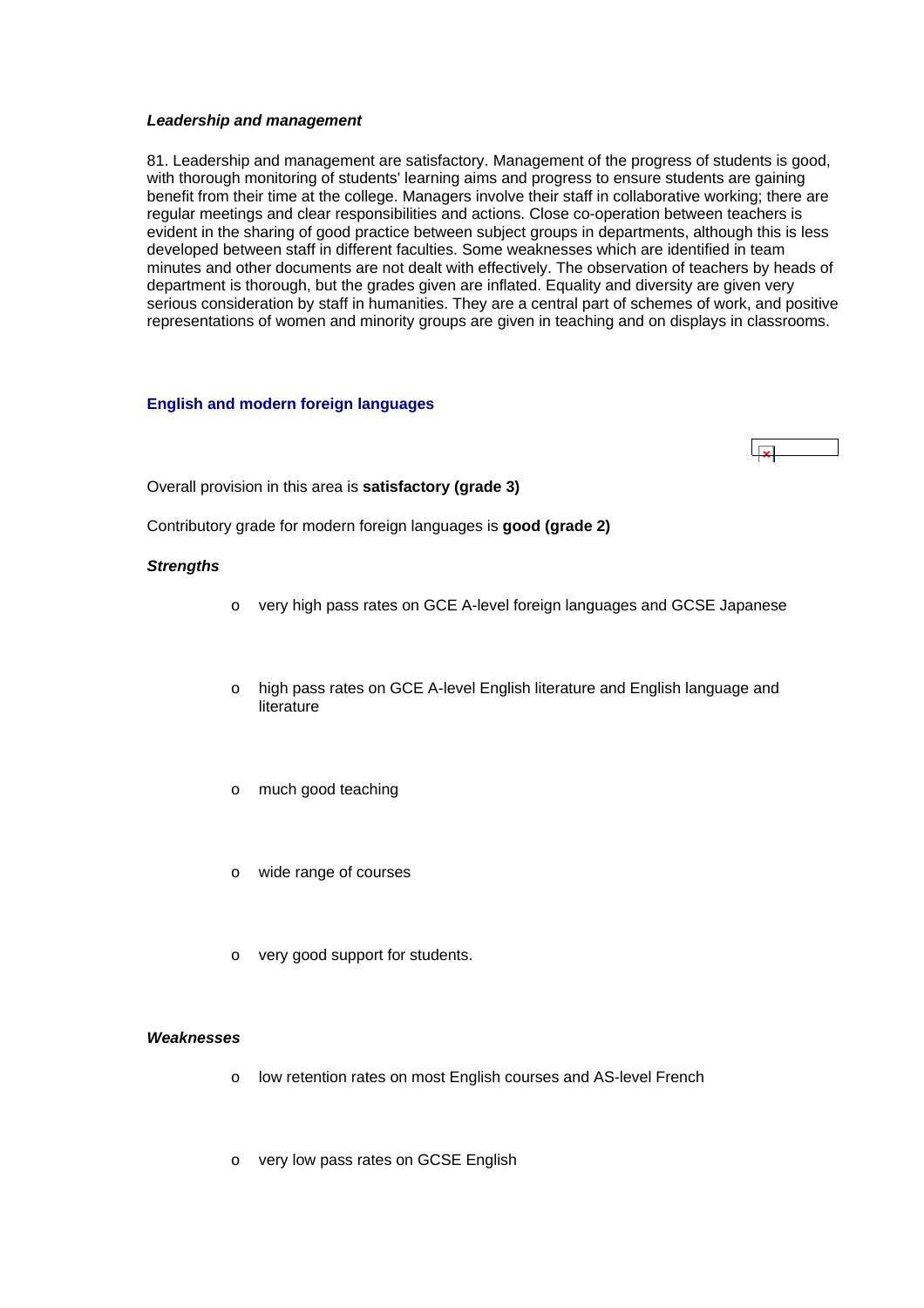***Leadership and management***

81. Leadership and management are satisfactory. Management of the progress of students is good, with thorough monitoring of students' learning aims and progress to ensure students are gaining benefit from their time at the college. Managers involve their staff in collaborative working; there are regular meetings and clear responsibilities and actions. Close co-operation between teachers is evident in the sharing of good practice between subject groups in departments, although this is less developed between staff in different faculties. Some weaknesses which are identified in team minutes and other documents are not dealt with effectively. The observation of teachers by heads of department is thorough, but the grades given are inflated. Equality and diversity are given very serious consideration by staff in humanities. They are a central part of schemes of work, and positive representations of women and minority groups are given in teaching and on displays in classrooms.

### English and modern foreign languages

Overall provision in this area is **satisfactory (grade 3)**

Contributory grade for modern foreign languages is **good (grade 2)**

***Strengths***

- very high pass rates on GCE A-level foreign languages and GCSE Japanese
- high pass rates on GCE A-level English literature and English language and literature
- much good teaching
- wide range of courses
- very good support for students.

***Weaknesses***

- low retention rates on most English courses and AS-level French
- very low pass rates on GCSE English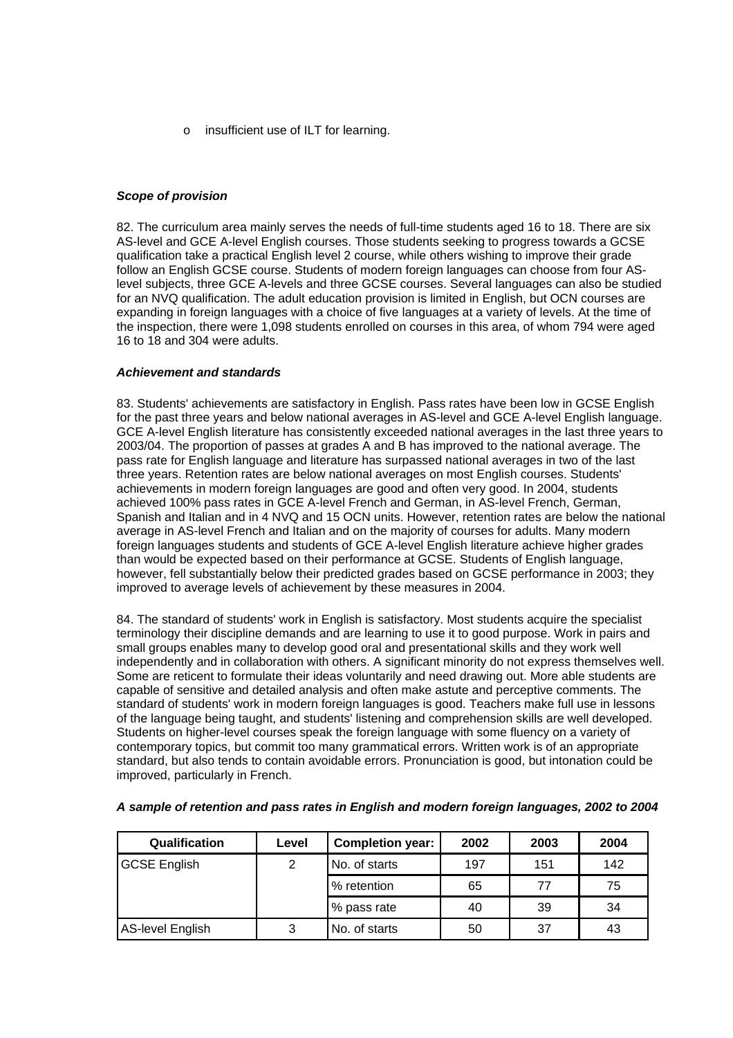- insufficient use of ILT for learning.

***Scope of provision***

82. The curriculum area mainly serves the needs of full-time students aged 16 to 18. There are six AS-level and GCE A-level English courses. Those students seeking to progress towards a GCSE qualification take a practical English level 2 course, while others wishing to improve their grade follow an English GCSE course. Students of modern foreign languages can choose from four AS-level subjects, three GCE A-levels and three GCSE courses. Several languages can also be studied for an NVQ qualification. The adult education provision is limited in English, but OCN courses are expanding in foreign languages with a choice of five languages at a variety of levels. At the time of the inspection, there were 1,098 students enrolled on courses in this area, of whom 794 were aged 16 to 18 and 304 were adults.

***Achievement and standards***

83. Students' achievements are satisfactory in English. Pass rates have been low in GCSE English for the past three years and below national averages in AS-level and GCE A-level English language. GCE A-level English literature has consistently exceeded national averages in the last three years to 2003/04. The proportion of passes at grades A and B has improved to the national average. The pass rate for English language and literature has surpassed national averages in two of the last three years. Retention rates are below national averages on most English courses. Students' achievements in modern foreign languages are good and often very good. In 2004, students achieved 100% pass rates in GCE A-level French and German, in AS-level French, German, Spanish and Italian and in 4 NVQ and 15 OCN units. However, retention rates are below the national average in AS-level French and Italian and on the majority of courses for adults. Many modern foreign languages students and students of GCE A-level English literature achieve higher grades than would be expected based on their performance at GCSE. Students of English language, however, fell substantially below their predicted grades based on GCSE performance in 2003; they improved to average levels of achievement by these measures in 2004.

84. The standard of students' work in English is satisfactory. Most students acquire the specialist terminology their discipline demands and are learning to use it to good purpose. Work in pairs and small groups enables many to develop good oral and presentational skills and they work well independently and in collaboration with others. A significant minority do not express themselves well. Some are reticent to formulate their ideas voluntarily and need drawing out. More able students are capable of sensitive and detailed analysis and often make astute and perceptive comments. The standard of students' work in modern foreign languages is good. Teachers make full use in lessons of the language being taught, and students' listening and comprehension skills are well developed. Students on higher-level courses speak the foreign language with some fluency on a variety of contemporary topics, but commit too many grammatical errors. Written work is of an appropriate standard, but also tends to contain avoidable errors. Pronunciation is good, but intonation could be improved, particularly in French.

***A sample of retention and pass rates in English and modern foreign languages, 2002 to 2004***

| Qualification | Level | Completion year: | 2002 | 2003 | 2004 |
|---|---|---|---|---|---|
| GCSE English | 2 | No. of starts | 197 | 151 | 142 |
| | | % retention | 65 | 77 | 75 |
| | | % pass rate | 40 | 39 | 34 |
| AS-level English | 3 | No. of starts | 50 | 37 | 43 |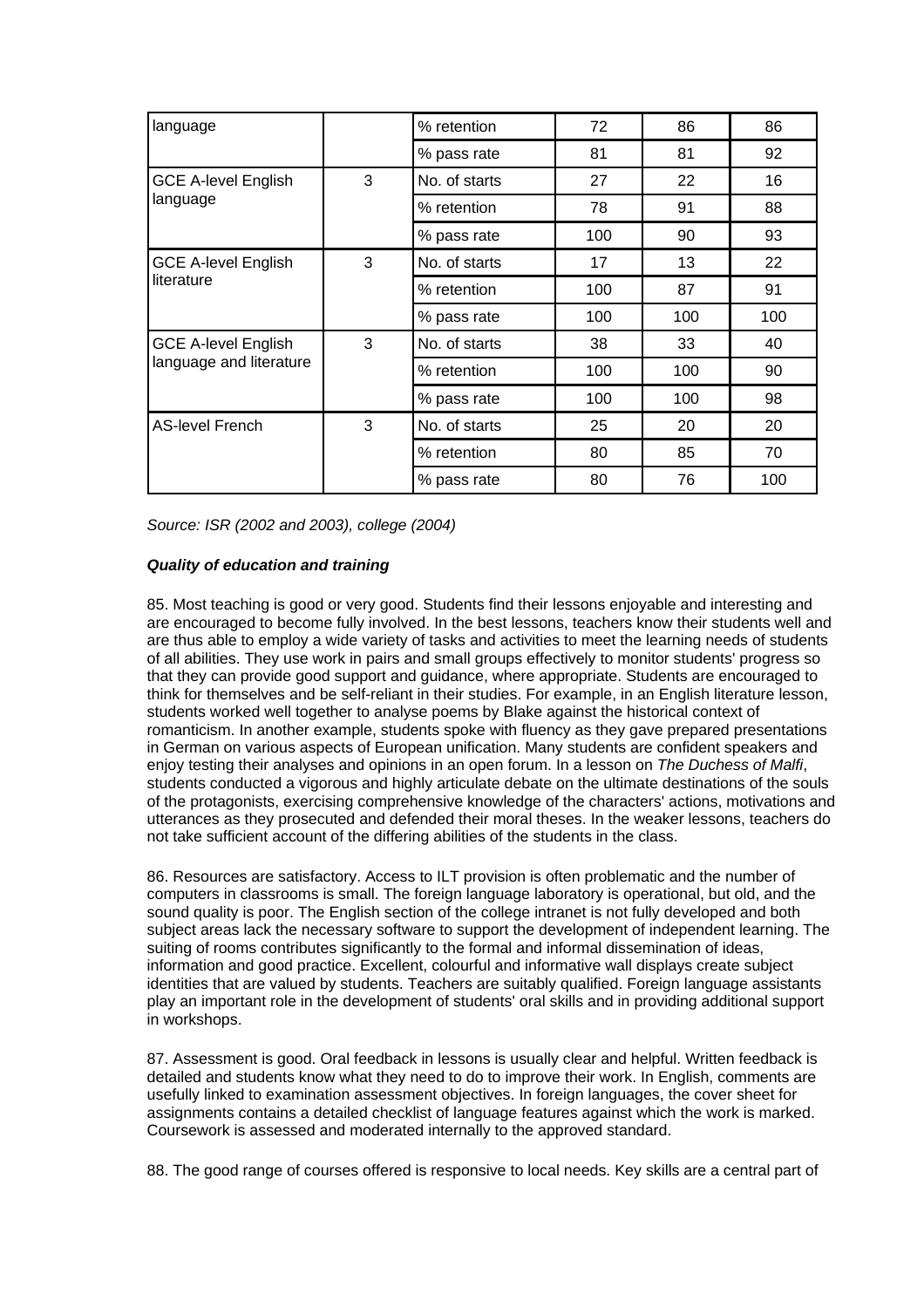| | | | | | |
|---|---|---|---|---|---|
| language | | % retention | 72 | 86 | 86 |
| | | % pass rate | 81 | 81 | 92 |
| GCE A-level English language | 3 | No. of starts | 27 | 22 | 16 |
| | | % retention | 78 | 91 | 88 |
| | | % pass rate | 100 | 90 | 93 |
| GCE A-level English literature | 3 | No. of starts | 17 | 13 | 22 |
| | | % retention | 100 | 87 | 91 |
| | | % pass rate | 100 | 100 | 100 |
| GCE A-level English language and literature | 3 | No. of starts | 38 | 33 | 40 |
| | | % retention | 100 | 100 | 90 |
| | | % pass rate | 100 | 100 | 98 |
| AS-level French | 3 | No. of starts | 25 | 20 | 20 |
| | | % retention | 80 | 85 | 70 |
| | | % pass rate | 80 | 76 | 100 |

*Source: ISR (2002 and 2003), college (2004)*

***Quality of education and training***

85. Most teaching is good or very good. Students find their lessons enjoyable and interesting and are encouraged to become fully involved. In the best lessons, teachers know their students well and are thus able to employ a wide variety of tasks and activities to meet the learning needs of students of all abilities. They use work in pairs and small groups effectively to monitor students' progress so that they can provide good support and guidance, where appropriate. Students are encouraged to think for themselves and be self-reliant in their studies. For example, in an English literature lesson, students worked well together to analyse poems by Blake against the historical context of romanticism. In another example, students spoke with fluency as they gave prepared presentations in German on various aspects of European unification. Many students are confident speakers and enjoy testing their analyses and opinions in an open forum. In a lesson on *The Duchess of Malfi*, students conducted a vigorous and highly articulate debate on the ultimate destinations of the souls of the protagonists, exercising comprehensive knowledge of the characters' actions, motivations and utterances as they prosecuted and defended their moral theses. In the weaker lessons, teachers do not take sufficient account of the differing abilities of the students in the class.

86. Resources are satisfactory. Access to ILT provision is often problematic and the number of computers in classrooms is small. The foreign language laboratory is operational, but old, and the sound quality is poor. The English section of the college intranet is not fully developed and both subject areas lack the necessary software to support the development of independent learning. The suiting of rooms contributes significantly to the formal and informal dissemination of ideas, information and good practice. Excellent, colourful and informative wall displays create subject identities that are valued by students. Teachers are suitably qualified. Foreign language assistants play an important role in the development of students' oral skills and in providing additional support in workshops.

87. Assessment is good. Oral feedback in lessons is usually clear and helpful. Written feedback is detailed and students know what they need to do to improve their work. In English, comments are usefully linked to examination assessment objectives. In foreign languages, the cover sheet for assignments contains a detailed checklist of language features against which the work is marked. Coursework is assessed and moderated internally to the approved standard.

88. The good range of courses offered is responsive to local needs. Key skills are a central part of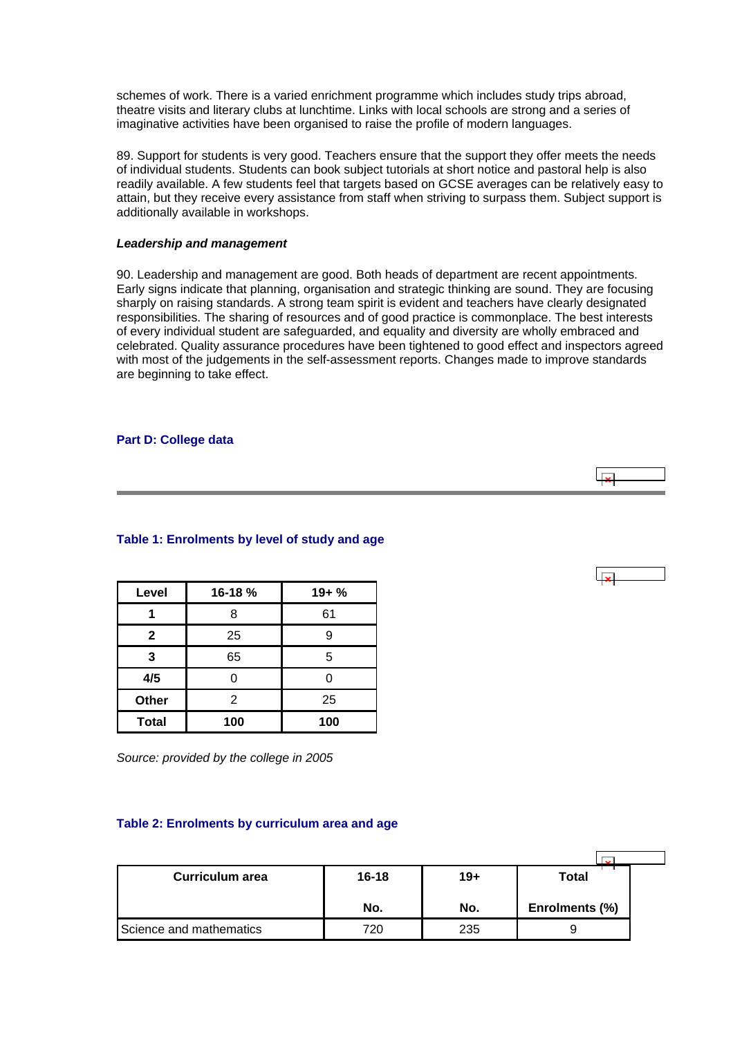schemes of work. There is a varied enrichment programme which includes study trips abroad, theatre visits and literary clubs at lunchtime. Links with local schools are strong and a series of imaginative activities have been organised to raise the profile of modern languages.

89. Support for students is very good. Teachers ensure that the support they offer meets the needs of individual students. Students can book subject tutorials at short notice and pastoral help is also readily available. A few students feel that targets based on GCSE averages can be relatively easy to attain, but they receive every assistance from staff when striving to surpass them. Subject support is additionally available in workshops.

***Leadership and management***

90. Leadership and management are good. Both heads of department are recent appointments. Early signs indicate that planning, organisation and strategic thinking are sound. They are focusing sharply on raising standards. A strong team spirit is evident and teachers have clearly designated responsibilities. The sharing of resources and of good practice is commonplace. The best interests of every individual student are safeguarded, and equality and diversity are wholly embraced and celebrated. Quality assurance procedures have been tightened to good effect and inspectors agreed with most of the judgements in the self-assessment reports. Changes made to improve standards are beginning to take effect.

## Part D: College data

### Table 1: Enrolments by level of study and age

| Level | 16-18 % | 19+ % |
|---|---|---|
| **1** | 8 | 61 |
| **2** | 25 | 9 |
| **3** | 65 | 5 |
| **4/5** | 0 | 0 |
| **Other** | 2 | 25 |
| **Total** | **100** | **100** |

*Source: provided by the college in 2005*

### Table 2: Enrolments by curriculum area and age

| Curriculum area | 16-18 No. | 19+ No. | Total Enrolments (%) |
|---|---|---|---|
| Science and mathematics | 720 | 235 | 9 |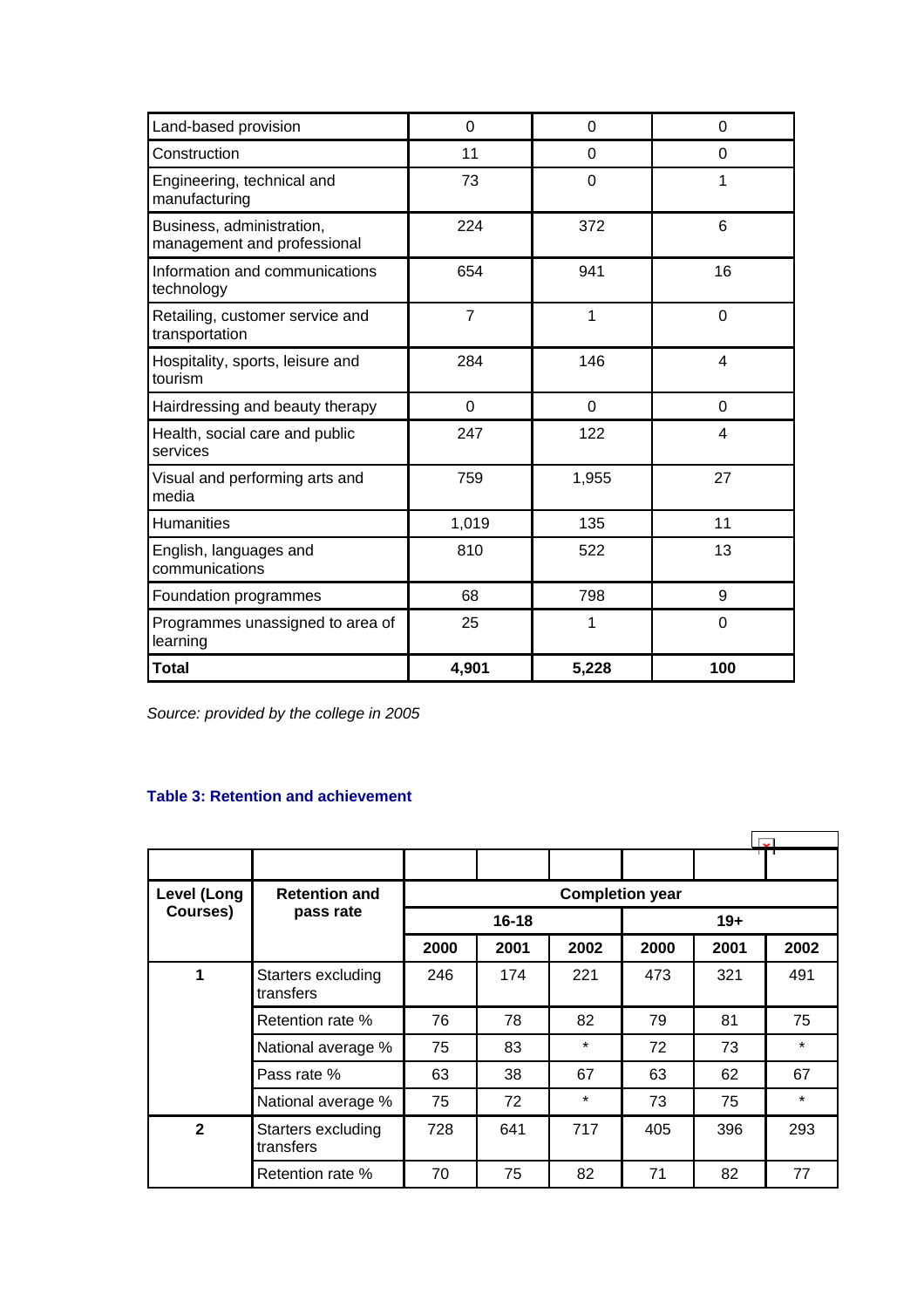| Land-based provision | 0 | 0 | 0 |
|---|---|---|---|
| Construction | 11 | 0 | 0 |
| Engineering, technical and manufacturing | 73 | 0 | 1 |
| Business, administration, management and professional | 224 | 372 | 6 |
| Information and communications technology | 654 | 941 | 16 |
| Retailing, customer service and transportation | 7 | 1 | 0 |
| Hospitality, sports, leisure and tourism | 284 | 146 | 4 |
| Hairdressing and beauty therapy | 0 | 0 | 0 |
| Health, social care and public services | 247 | 122 | 4 |
| Visual and performing arts and media | 759 | 1,955 | 27 |
| Humanities | 1,019 | 135 | 11 |
| English, languages and communications | 810 | 522 | 13 |
| Foundation programmes | 68 | 798 | 9 |
| Programmes unassigned to area of learning | 25 | 1 | 0 |
| **Total** | **4,901** | **5,228** | **100** |

*Source: provided by the college in 2005*

### Table 3: Retention and achievement

| Level (Long Courses) | Retention and pass rate | Completion year | | | | | |
|---|---|---|---|---|---|---|---|
| | | 16-18 | | | 19+ | | |
| | | 2000 | 2001 | 2002 | 2000 | 2001 | 2002 |
| 1 | Starters excluding transfers | 246 | 174 | 221 | 473 | 321 | 491 |
| | Retention rate % | 76 | 78 | 82 | 79 | 81 | 75 |
| | National average % | 75 | 83 | * | 72 | 73 | * |
| | Pass rate % | 63 | 38 | 67 | 63 | 62 | 67 |
| | National average % | 75 | 72 | * | 73 | 75 | * |
| 2 | Starters excluding transfers | 728 | 641 | 717 | 405 | 396 | 293 |
| | Retention rate % | 70 | 75 | 82 | 71 | 82 | 77 |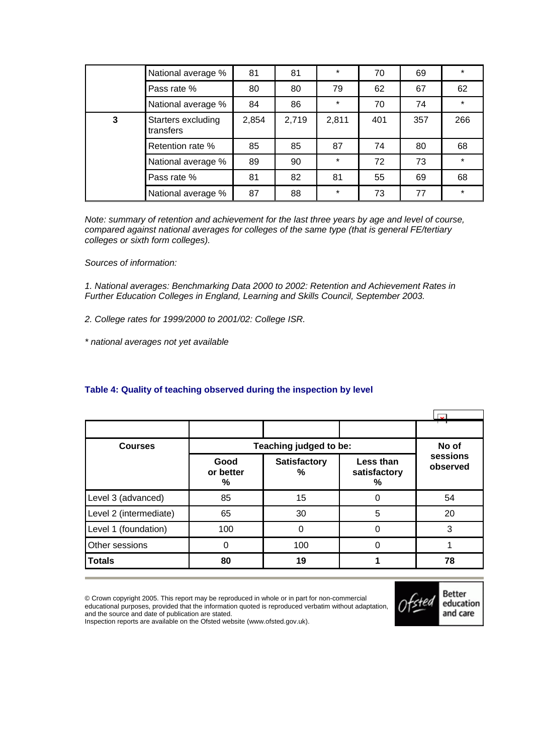| | | | | | | | |
|---|---|---|---|---|---|---|---|
| | National average % | 81 | 81 | * | 70 | 69 | * |
| | Pass rate % | 80 | 80 | 79 | 62 | 67 | 62 |
| | National average % | 84 | 86 | * | 70 | 74 | * |
| 3 | Starters excluding transfers | 2,854 | 2,719 | 2,811 | 401 | 357 | 266 |
| | Retention rate % | 85 | 85 | 87 | 74 | 80 | 68 |
| | National average % | 89 | 90 | * | 72 | 73 | * |
| | Pass rate % | 81 | 82 | 81 | 55 | 69 | 68 |
| | National average % | 87 | 88 | * | 73 | 77 | * |

*Note: summary of retention and achievement for the last three years by age and level of course, compared against national averages for colleges of the same type (that is general FE/tertiary colleges or sixth form colleges).*

*Sources of information:*

*1. National averages: Benchmarking Data 2000 to 2002: Retention and Achievement Rates in Further Education Colleges in England, Learning and Skills Council, September 2003.*

*2. College rates for 1999/2000 to 2001/02: College ISR.*

*\* national averages not yet available*

### Table 4: Quality of teaching observed during the inspection by level

| Courses | Teaching judged to be: | | | No of sessions observed |
|---|---|---|---|---|
| | Good or better % | Satisfactory % | Less than satisfactory % | |
| Level 3 (advanced) | 85 | 15 | 0 | 54 |
| Level 2 (intermediate) | 65 | 30 | 5 | 20 |
| Level 1 (foundation) | 100 | 0 | 0 | 3 |
| Other sessions | 0 | 100 | 0 | 1 |
| **Totals** | **80** | **19** | **1** | **78** |

© Crown copyright 2005. This report may be reproduced in whole or in part for non-commercial educational purposes, provided that the information quoted is reproduced verbatim without adaptation, and the source and date of publication are stated.
Inspection reports are available on the Ofsted website (www.ofsted.gov.uk).

Ofsted Better education and care